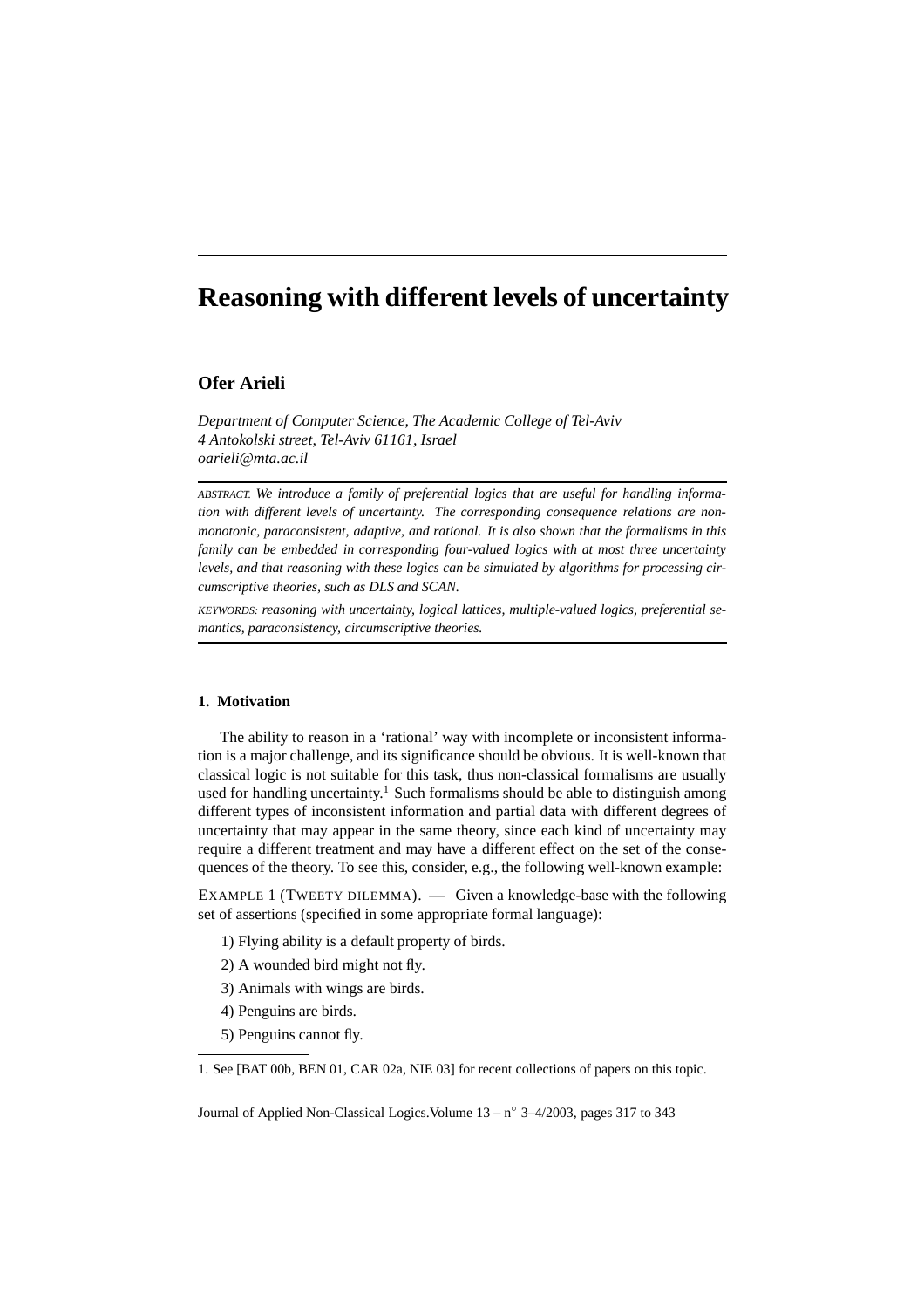# Reasoning with different levels of uncertainty

**Ofer Arieli**

*Department of Computer Science, The Academic College of Tel-Aviv*
*4 Antokolski street, Tel-Aviv 61161, Israel*
*oarieli@mta.ac.il*

ABSTRACT. *We introduce a family of preferential logics that are useful for handling information with different levels of uncertainty. The corresponding consequence relations are nonmonotonic, paraconsistent, adaptive, and rational. It is also shown that the formalisms in this family can be embedded in corresponding four-valued logics with at most three uncertainty levels, and that reasoning with these logics can be simulated by algorithms for processing circumscriptive theories, such as DLS and SCAN.*

KEYWORDS: *reasoning with uncertainty, logical lattices, multiple-valued logics, preferential semantics, paraconsistency, circumscriptive theories.*

## 1. Motivation

The ability to reason in a 'rational' way with incomplete or inconsistent information is a major challenge, and its significance should be obvious. It is well-known that classical logic is not suitable for this task, thus non-classical formalisms are usually used for handling uncertainty.[1] Such formalisms should be able to distinguish among different types of inconsistent information and partial data with different degrees of uncertainty that may appear in the same theory, since each kind of uncertainty may require a different treatment and may have a different effect on the set of the consequences of the theory. To see this, consider, e.g., the following well-known example:

EXAMPLE 1 (TWEETY DILEMMA). — Given a knowledge-base with the following set of assertions (specified in some appropriate formal language):

1) Flying ability is a default property of birds.
2) A wounded bird might not fly.
3) Animals with wings are birds.
4) Penguins are birds.
5) Penguins cannot fly.

1. See [BAT 00b, BEN 01, CAR 02a, NIE 03] for recent collections of papers on this topic.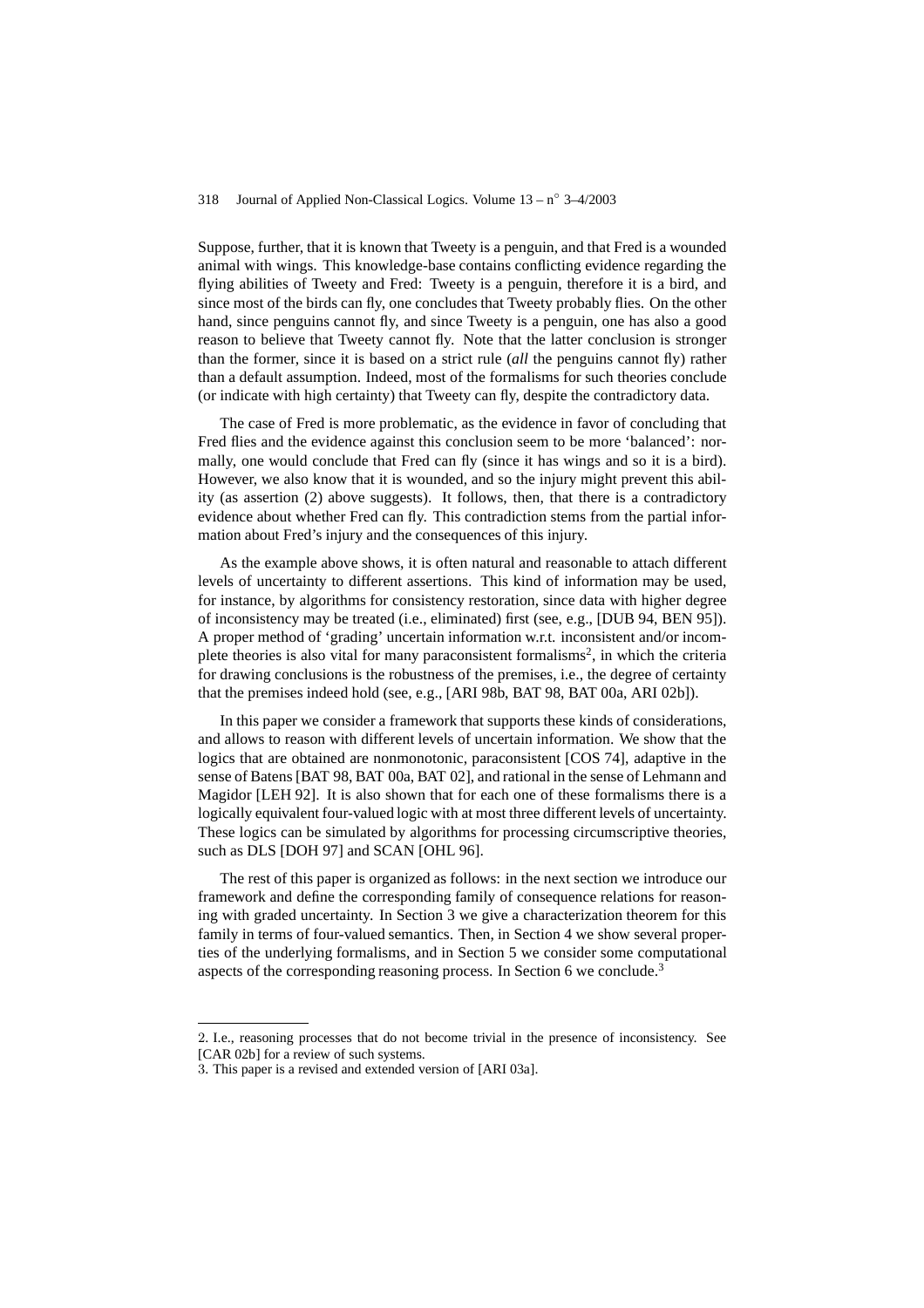Suppose, further, that it is known that Tweety is a penguin, and that Fred is a wounded animal with wings. This knowledge-base contains conflicting evidence regarding the flying abilities of Tweety and Fred: Tweety is a penguin, therefore it is a bird, and since most of the birds can fly, one concludes that Tweety probably flies. On the other hand, since penguins cannot fly, and since Tweety is a penguin, one has also a good reason to believe that Tweety cannot fly. Note that the latter conclusion is stronger than the former, since it is based on a strict rule (*all* the penguins cannot fly) rather than a default assumption. Indeed, most of the formalisms for such theories conclude (or indicate with high certainty) that Tweety can fly, despite the contradictory data.

The case of Fred is more problematic, as the evidence in favor of concluding that Fred flies and the evidence against this conclusion seem to be more 'balanced': normally, one would conclude that Fred can fly (since it has wings and so it is a bird). However, we also know that it is wounded, and so the injury might prevent this ability (as assertion (2) above suggests). It follows, then, that there is a contradictory evidence about whether Fred can fly. This contradiction stems from the partial information about Fred's injury and the consequences of this injury.

As the example above shows, it is often natural and reasonable to attach different levels of uncertainty to different assertions. This kind of information may be used, for instance, by algorithms for consistency restoration, since data with higher degree of inconsistency may be treated (i.e., eliminated) first (see, e.g., [DUB 94, BEN 95]). A proper method of 'grading' uncertain information w.r.t. inconsistent and/or incomplete theories is also vital for many paraconsistent formalisms[2], in which the criteria for drawing conclusions is the robustness of the premises, i.e., the degree of certainty that the premises indeed hold (see, e.g., [ARI 98b, BAT 98, BAT 00a, ARI 02b]).

In this paper we consider a framework that supports these kinds of considerations, and allows to reason with different levels of uncertain information. We show that the logics that are obtained are nonmonotonic, paraconsistent [COS 74], adaptive in the sense of Batens [BAT 98, BAT 00a, BAT 02], and rational in the sense of Lehmann and Magidor [LEH 92]. It is also shown that for each one of these formalisms there is a logically equivalent four-valued logic with at most three different levels of uncertainty. These logics can be simulated by algorithms for processing circumscriptive theories, such as DLS [DOH 97] and SCAN [OHL 96].

The rest of this paper is organized as follows: in the next section we introduce our framework and define the corresponding family of consequence relations for reasoning with graded uncertainty. In Section 3 we give a characterization theorem for this family in terms of four-valued semantics. Then, in Section 4 we show several properties of the underlying formalisms, and in Section 5 we consider some computational aspects of the corresponding reasoning process. In Section 6 we conclude.[3]

---

2. I.e., reasoning processes that do not become trivial in the presence of inconsistency. See [CAR 02b] for a review of such systems.

3. This paper is a revised and extended version of [ARI 03a].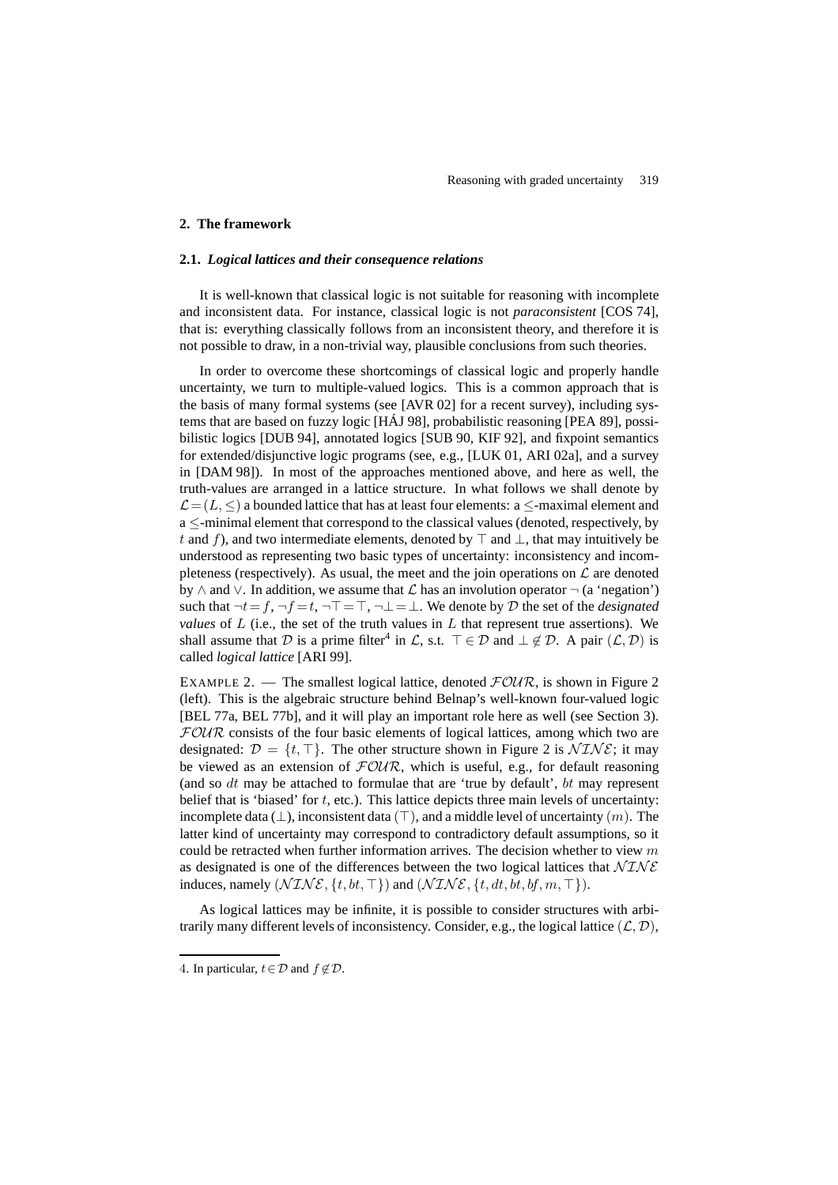## 2. The framework

### 2.1. *Logical lattices and their consequence relations*

It is well-known that classical logic is not suitable for reasoning with incomplete and inconsistent data. For instance, classical logic is not *paraconsistent* [COS 74], that is: everything classically follows from an inconsistent theory, and therefore it is not possible to draw, in a non-trivial way, plausible conclusions from such theories.

In order to overcome these shortcomings of classical logic and properly handle uncertainty, we turn to multiple-valued logics. This is a common approach that is the basis of many formal systems (see [AVR 02] for a recent survey), including systems that are based on fuzzy logic [HÁJ 98], probabilistic reasoning [PEA 89], possibilistic logics [DUB 94], annotated logics [SUB 90, KIF 92], and fixpoint semantics for extended/disjunctive logic programs (see, e.g., [LUK 01, ARI 02a], and a survey in [DAM 98]). In most of the approaches mentioned above, and here as well, the truth-values are arranged in a lattice structure. In what follows we shall denote by $\mathcal{L} = (L, \leq)$ a bounded lattice that has at least four elements: a $\leq$-maximal element and a $\leq$-minimal element that correspond to the classical values (denoted, respectively, by $t$ and $f$), and two intermediate elements, denoted by $\top$ and $\bot$, that may intuitively be understood as representing two basic types of uncertainty: inconsistency and incompleteness (respectively). As usual, the meet and the join operations on $\mathcal{L}$ are denoted by $\wedge$ and $\vee$. In addition, we assume that $\mathcal{L}$ has an involution operator $\neg$ (a 'negation') such that $\neg t = f$, $\neg f = t$, $\neg\top = \top$, $\neg\bot = \bot$. We denote by $\mathcal{D}$ the set of the *designated values* of $L$ (i.e., the set of the truth values in $L$ that represent true assertions). We shall assume that $\mathcal{D}$ is a prime filter[4] in $\mathcal{L}$, s.t. $\top \in \mathcal{D}$ and $\bot \notin \mathcal{D}$. A pair $(\mathcal{L}, \mathcal{D})$ is called *logical lattice* [ARI 99].

EXAMPLE 2. — The smallest logical lattice, denoted $\mathcal{FOUR}$, is shown in Figure 2 (left). This is the algebraic structure behind Belnap's well-known four-valued logic [BEL 77a, BEL 77b], and it will play an important role here as well (see Section 3). $\mathcal{FOUR}$ consists of the four basic elements of logical lattices, among which two are designated: $\mathcal{D} = \{t, \top\}$. The other structure shown in Figure 2 is $\mathcal{NINE}$; it may be viewed as an extension of $\mathcal{FOUR}$, which is useful, e.g., for default reasoning (and so $dt$ may be attached to formulae that are 'true by default', $bt$ may represent belief that is 'biased' for $t$, etc.). This lattice depicts three main levels of uncertainty: incomplete data ($\bot$), inconsistent data ($\top$), and a middle level of uncertainty ($m$). The latter kind of uncertainty may correspond to contradictory default assumptions, so it could be retracted when further information arrives. The decision whether to view $m$ as designated is one of the differences between the two logical lattices that $\mathcal{NINE}$ induces, namely $(\mathcal{NINE}, \{t, bt, \top\})$ and $(\mathcal{NINE}, \{t, dt, bt, bf, m, \top\})$.

As logical lattices may be infinite, it is possible to consider structures with arbitrarily many different levels of inconsistency. Consider, e.g., the logical lattice $(\mathcal{L}, \mathcal{D})$,

---

4. In particular, $t \in \mathcal{D}$ and $f \notin \mathcal{D}$.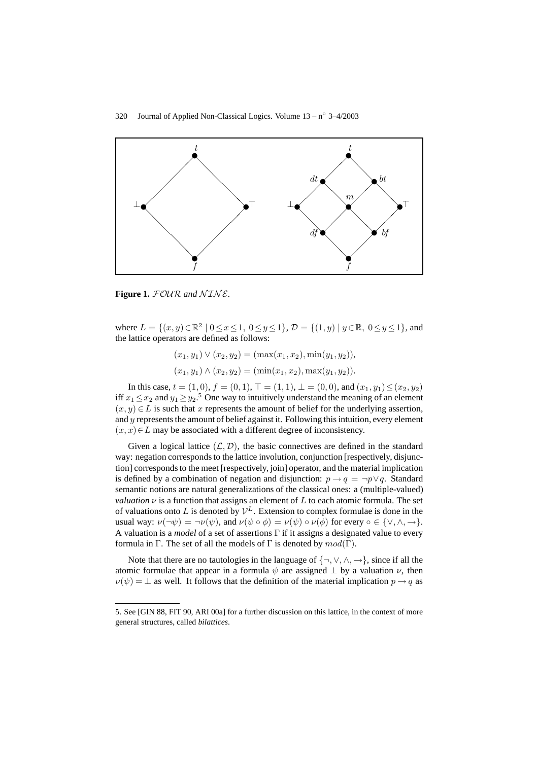**Figure 1.** $\mathcal{FOUR}$ *and* $\mathcal{NINE}$.

where $L = \{(x,y) \in \mathbb{R}^2 \mid 0 \leq x \leq 1,\ 0 \leq y \leq 1\}$, $\mathcal{D} = \{(1,y) \mid y \in \mathbb{R},\ 0 \leq y \leq 1\}$, and the lattice operators are defined as follows:

$$(x_1, y_1) \vee (x_2, y_2) = (\max(x_1, x_2), \min(y_1, y_2)),$$

$$(x_1, y_1) \wedge (x_2, y_2) = (\min(x_1, x_2), \max(y_1, y_2)).$$

In this case, $t = (1,0)$, $f = (0,1)$, $\top = (1,1)$, $\bot = (0,0)$, and $(x_1, y_1) \leq (x_2, y_2)$ iff $x_1 \leq x_2$ and $y_1 \geq y_2$.[5] One way to intuitively understand the meaning of an element $(x,y) \in L$ is such that $x$ represents the amount of belief for the underlying assertion, and $y$ represents the amount of belief against it. Following this intuition, every element $(x,x) \in L$ may be associated with a different degree of inconsistency.

Given a logical lattice $(\mathcal{L}, \mathcal{D})$, the basic connectives are defined in the standard way: negation corresponds to the lattice involution, conjunction [respectively, disjunction] corresponds to the meet [respectively, join] operator, and the material implication is defined by a combination of negation and disjunction: $p \rightarrow q = \neg p \vee q$. Standard semantic notions are natural generalizations of the classical ones: a (multiple-valued) *valuation* $\nu$ is a function that assigns an element of $L$ to each atomic formula. The set of valuations onto $L$ is denoted by $\mathcal{V}^L$. Extension to complex formulae is done in the usual way: $\nu(\neg\psi) = \neg\nu(\psi)$, and $\nu(\psi \circ \phi) = \nu(\psi) \circ \nu(\phi)$ for every $\circ \in \{\vee, \wedge, \rightarrow\}$. A valuation is a *model* of a set of assertions $\Gamma$ if it assigns a designated value to every formula in $\Gamma$. The set of all the models of $\Gamma$ is denoted by $mod(\Gamma)$.

Note that there are no tautologies in the language of $\{\neg, \vee, \wedge, \rightarrow\}$, since if all the atomic formulae that appear in a formula $\psi$ are assigned $\bot$ by a valuation $\nu$, then $\nu(\psi) = \bot$ as well. It follows that the definition of the material implication $p \rightarrow q$ as

5. See [GIN 88, FIT 90, ARI 00a] for a further discussion on this lattice, in the context of more general structures, called *bilattices*.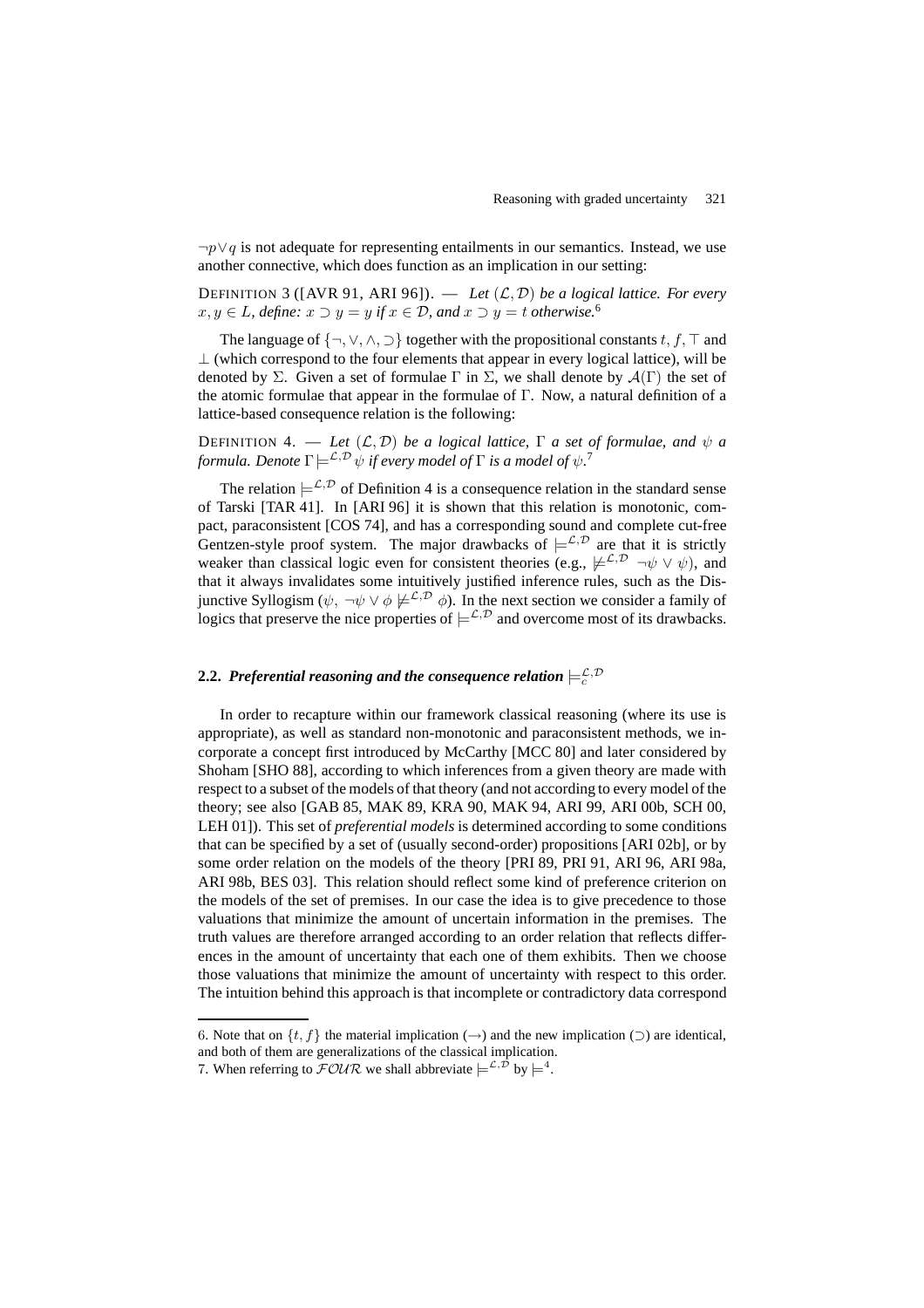$\neg p \vee q$ is not adequate for representing entailments in our semantics. Instead, we use another connective, which does function as an implication in our setting:

DEFINITION 3 ([AVR 91, ARI 96]). — *Let $(\mathcal{L}, \mathcal{D})$ be a logical lattice. For every $x, y \in L$, define: $x \supset y = y$ if $x \in \mathcal{D}$, and $x \supset y = t$ otherwise.*[6]

The language of $\{\neg, \vee, \wedge, \supset\}$ together with the propositional constants $t, f, \top$ and $\bot$ (which correspond to the four elements that appear in every logical lattice), will be denoted by $\Sigma$. Given a set of formulae $\Gamma$ in $\Sigma$, we shall denote by $\mathcal{A}(\Gamma)$ the set of the atomic formulae that appear in the formulae of $\Gamma$. Now, a natural definition of a lattice-based consequence relation is the following:

DEFINITION 4. — *Let $(\mathcal{L}, \mathcal{D})$ be a logical lattice, $\Gamma$ a set of formulae, and $\psi$ a formula. Denote $\Gamma \models^{\mathcal{L},\mathcal{D}} \psi$ if every model of $\Gamma$ is a model of $\psi$.*[7]

The relation $\models^{\mathcal{L},\mathcal{D}}$ of Definition 4 is a consequence relation in the standard sense of Tarski [TAR 41]. In [ARI 96] it is shown that this relation is monotonic, compact, paraconsistent [COS 74], and has a corresponding sound and complete cut-free Gentzen-style proof system. The major drawbacks of $\models^{\mathcal{L},\mathcal{D}}$ are that it is strictly weaker than classical logic even for consistent theories (e.g., $\not\models^{\mathcal{L},\mathcal{D}} \neg\psi \vee \psi$), and that it always invalidates some intuitively justified inference rules, such as the Disjunctive Syllogism ($\psi,\ \neg\psi \vee \phi \not\models^{\mathcal{L},\mathcal{D}} \phi$). In the next section we consider a family of logics that preserve the nice properties of $\models^{\mathcal{L},\mathcal{D}}$ and overcome most of its drawbacks.

### 2.2. *Preferential reasoning and the consequence relation* $\models_c^{\mathcal{L},\mathcal{D}}$

In order to recapture within our framework classical reasoning (where its use is appropriate), as well as standard non-monotonic and paraconsistent methods, we incorporate a concept first introduced by McCarthy [MCC 80] and later considered by Shoham [SHO 88], according to which inferences from a given theory are made with respect to a subset of the models of that theory (and not according to every model of the theory; see also [GAB 85, MAK 89, KRA 90, MAK 94, ARI 99, ARI 00b, SCH 00, LEH 01]). This set of *preferential models* is determined according to some conditions that can be specified by a set of (usually second-order) propositions [ARI 02b], or by some order relation on the models of the theory [PRI 89, PRI 91, ARI 96, ARI 98a, ARI 98b, BES 03]. This relation should reflect some kind of preference criterion on the models of the set of premises. In our case the idea is to give precedence to those valuations that minimize the amount of uncertain information in the premises. The truth values are therefore arranged according to an order relation that reflects differences in the amount of uncertainty that each one of them exhibits. Then we choose those valuations that minimize the amount of uncertainty with respect to this order. The intuition behind this approach is that incomplete or contradictory data correspond

6. Note that on $\{t, f\}$ the material implication ($\rightarrow$) and the new implication ($\supset$) are identical, and both of them are generalizations of the classical implication.

7. When referring to $\mathcal{FOUR}$ we shall abbreviate $\models^{\mathcal{L},\mathcal{D}}$ by $\models^4$.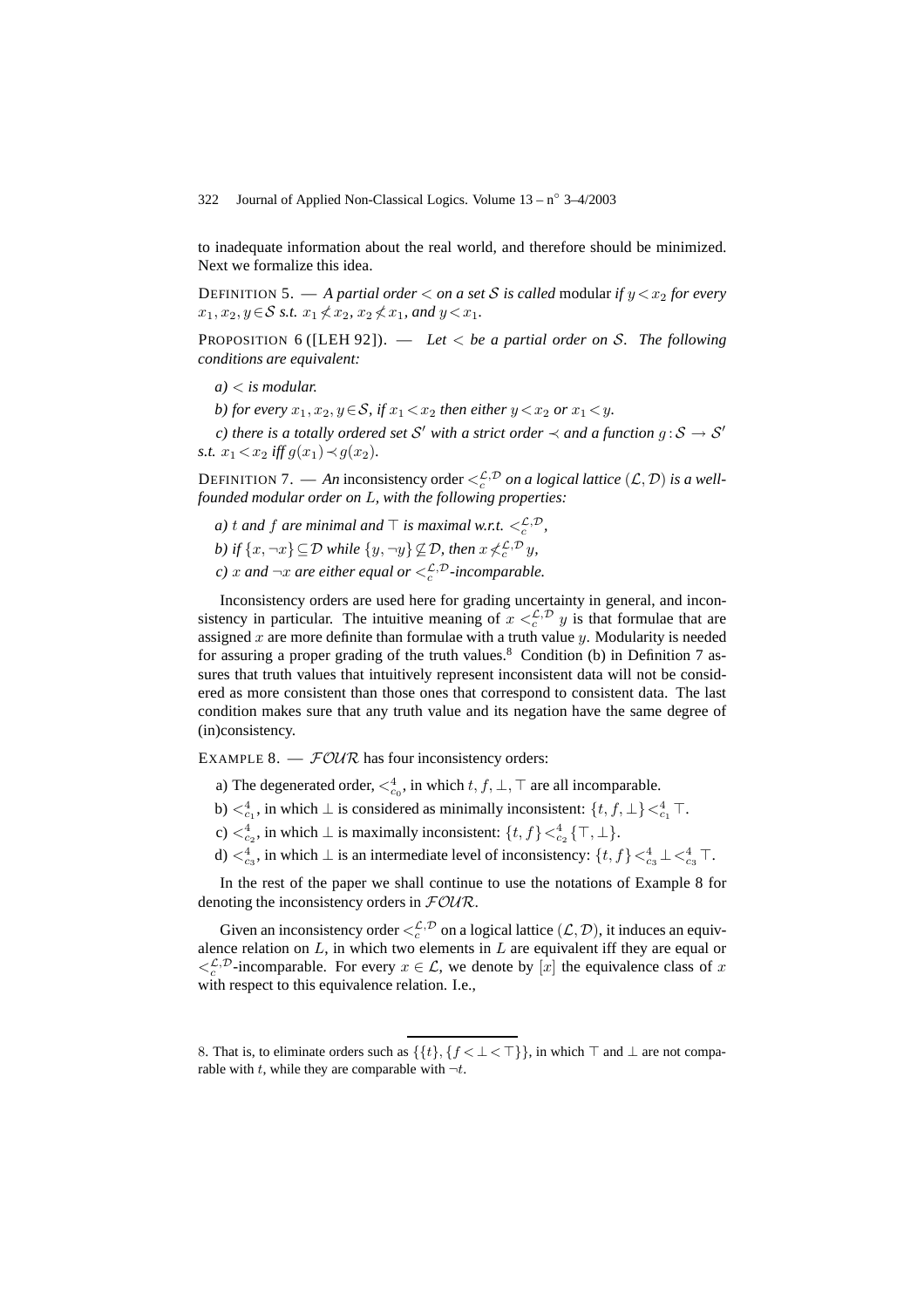to inadequate information about the real world, and therefore should be minimized. Next we formalize this idea.

DEFINITION 5. — *A partial order $<$ on a set $\mathcal{S}$ is called* modular *if $y < x_2$ for every $x_1, x_2, y \in \mathcal{S}$ s.t. $x_1 \not< x_2$, $x_2 \not< x_1$, and $y < x_1$.*

PROPOSITION 6 ([LEH 92]). — *Let $<$ be a partial order on $\mathcal{S}$. The following conditions are equivalent:*

*a) $<$ is modular.*

*b) for every $x_1, x_2, y \in \mathcal{S}$, if $x_1 < x_2$ then either $y < x_2$ or $x_1 < y$.*

*c) there is a totally ordered set $\mathcal{S}'$ with a strict order $\prec$ and a function $g : \mathcal{S} \to \mathcal{S}'$ s.t. $x_1 < x_2$ iff $g(x_1) \prec g(x_2)$.*

DEFINITION 7. — *An* inconsistency order $<_c^{\mathcal{L},\mathcal{D}}$ *on a logical lattice $(\mathcal{L}, \mathcal{D})$ is a well-founded modular order on $L$, with the following properties:*

*a) $t$ and $f$ are minimal and $\top$ is maximal w.r.t. $<_c^{\mathcal{L},\mathcal{D}}$,*

*b) if $\{x, \neg x\} \subseteq \mathcal{D}$ while $\{y, \neg y\} \not\subseteq \mathcal{D}$, then $x \not<_c^{\mathcal{L},\mathcal{D}} y$,*

*c) $x$ and $\neg x$ are either equal or $<_c^{\mathcal{L},\mathcal{D}}$-incomparable.*

Inconsistency orders are used here for grading uncertainty in general, and inconsistency in particular. The intuitive meaning of $x <_c^{\mathcal{L},\mathcal{D}} y$ is that formulae that are assigned $x$ are more definite than formulae with a truth value $y$. Modularity is needed for assuring a proper grading of the truth values.[8] Condition (b) in Definition 7 assures that truth values that intuitively represent inconsistent data will not be considered as more consistent than those ones that correspond to consistent data. The last condition makes sure that any truth value and its negation have the same degree of (in)consistency.

EXAMPLE 8. — $\mathcal{FOUR}$ has four inconsistency orders:

a) The degenerated order, $<_{c_0}^4$, in which $t, f, \bot, \top$ are all incomparable.

b) $<_{c_1}^4$, in which $\bot$ is considered as minimally inconsistent: $\{t, f, \bot\} <_{c_1}^4 \top$.

c) $<_{c_2}^4$, in which $\bot$ is maximally inconsistent: $\{t, f\} <_{c_2}^4 \{\top, \bot\}$.

d) $<_{c_3}^4$, in which $\bot$ is an intermediate level of inconsistency: $\{t, f\} <_{c_3}^4 \bot <_{c_3}^4 \top$.

In the rest of the paper we shall continue to use the notations of Example 8 for denoting the inconsistency orders in $\mathcal{FOUR}$.

Given an inconsistency order $<_c^{\mathcal{L},\mathcal{D}}$ on a logical lattice $(\mathcal{L}, \mathcal{D})$, it induces an equivalence relation on $L$, in which two elements in $L$ are equivalent iff they are equal or $<_c^{\mathcal{L},\mathcal{D}}$-incomparable. For every $x \in \mathcal{L}$, we denote by $[x]$ the equivalence class of $x$ with respect to this equivalence relation. I.e.,

8. That is, to eliminate orders such as $\{\{t\}, \{f < \bot < \top\}\}$, in which $\top$ and $\bot$ are not comparable with $t$, while they are comparable with $\neg t$.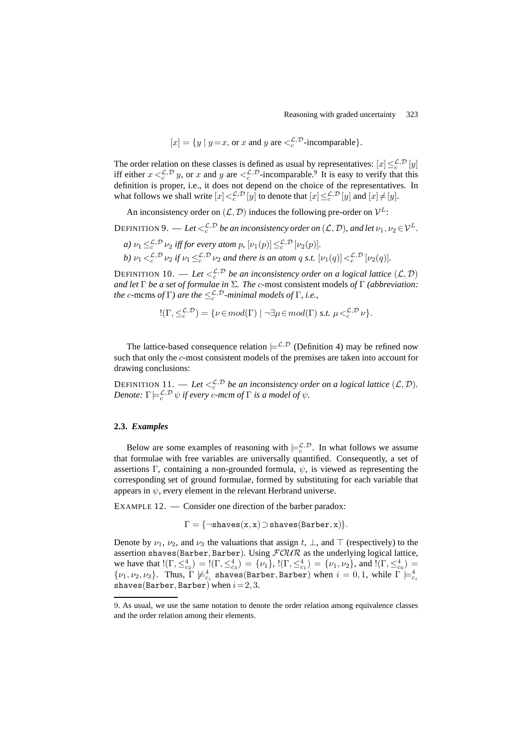$$[x] = \{y \mid y = x, \text{ or } x \text{ and } y \text{ are } <_c^{\mathcal{L},\mathcal{D}}\text{-incomparable}\}.$$

The order relation on these classes is defined as usual by representatives: $[x] \leq_c^{\mathcal{L},\mathcal{D}} [y]$ iff either $x <_c^{\mathcal{L},\mathcal{D}} y$, or $x$ and $y$ are $<_c^{\mathcal{L},\mathcal{D}}$-incomparable.[9] It is easy to verify that this definition is proper, i.e., it does not depend on the choice of the representatives. In what follows we shall write $[x] <_c^{\mathcal{L},\mathcal{D}} [y]$ to denote that $[x] \leq_c^{\mathcal{L},\mathcal{D}} [y]$ and $[x] \neq [y]$.

An inconsistency order on $(\mathcal{L}, \mathcal{D})$ induces the following pre-order on $\mathcal{V}^L$:

DEFINITION 9. — *Let $<_c^{\mathcal{L},\mathcal{D}}$ be an inconsistency order on $(\mathcal{L}, \mathcal{D})$, and let $\nu_1, \nu_2 \in \mathcal{V}^L$.*

*a) $\nu_1 \leq_c^{\mathcal{L},\mathcal{D}} \nu_2$ iff for every atom $p$, $[\nu_1(p)] \leq_c^{\mathcal{L},\mathcal{D}} [\nu_2(p)]$.*

*b) $\nu_1 <_c^{\mathcal{L},\mathcal{D}} \nu_2$ if $\nu_1 \leq_c^{\mathcal{L},\mathcal{D}} \nu_2$ and there is an atom $q$ s.t. $[\nu_1(q)] <_c^{\mathcal{L},\mathcal{D}} [\nu_2(q)]$.*

DEFINITION 10. — *Let $<_c^{\mathcal{L},\mathcal{D}}$ be an inconsistency order on a logical lattice $(\mathcal{L}, \mathcal{D})$ and let $\Gamma$ be a set of formulae in $\Sigma$. The $c$-*most consistent models *of $\Gamma$ (abbreviation: the $c$-*mcms *of $\Gamma$) are the $\leq_c^{\mathcal{L},\mathcal{D}}$-minimal models of $\Gamma$, i.e.,*

$$!(\Gamma, \leq_c^{\mathcal{L},\mathcal{D}}) = \{\nu \in mod(\Gamma) \mid \neg\exists \mu \in mod(\Gamma) \text{ s.t. } \mu <_c^{\mathcal{L},\mathcal{D}} \nu\}.$$

The lattice-based consequence relation $\models^{\mathcal{L},\mathcal{D}}$ (Definition 4) may be refined now such that only the $c$-most consistent models of the premises are taken into account for drawing conclusions:

DEFINITION 11. — *Let $<_c^{\mathcal{L},\mathcal{D}}$ be an inconsistency order on a logical lattice $(\mathcal{L}, \mathcal{D})$. Denote: $\Gamma \models_c^{\mathcal{L},\mathcal{D}} \psi$ if every $c$-mcm of $\Gamma$ is a model of $\psi$.*

### 2.3. *Examples*

Below are some examples of reasoning with $\models_c^{\mathcal{L},\mathcal{D}}$. In what follows we assume that formulae with free variables are universally quantified. Consequently, a set of assertions $\Gamma$, containing a non-grounded formula, $\psi$, is viewed as representing the corresponding set of ground formulae, formed by substituting for each variable that appears in $\psi$, every element in the relevant Herbrand universe.

EXAMPLE 12. — Consider one direction of the barber paradox:

$$\Gamma = \{\neg \texttt{shaves}(\texttt{x}, \texttt{x}) \supset \texttt{shaves}(\texttt{Barber}, \texttt{x})\}.$$

Denote by $\nu_1$, $\nu_2$, and $\nu_3$ the valuations that assign $t$, $\bot$, and $\top$ (respectively) to the assertion shaves(Barber, Barber). Using $\mathcal{FOUR}$ as the underlying logical lattice, we have that $!(\Gamma, \leq_{c_2}^4) = !(\Gamma, \leq_{c_3}^4) = \{\nu_1\}$, $!(\Gamma, \leq_{c_1}^4) = \{\nu_1, \nu_2\}$, and $!(\Gamma, \leq_{c_0}^4) = \{\nu_1, \nu_2, \nu_3\}$. Thus, $\Gamma \not\models_{c_i}^4$ shaves(Barber, Barber) when $i = 0, 1$, while $\Gamma \models_{c_i}^4$ shaves(Barber, Barber) when $i = 2, 3$.

9. As usual, we use the same notation to denote the order relation among equivalence classes and the order relation among their elements.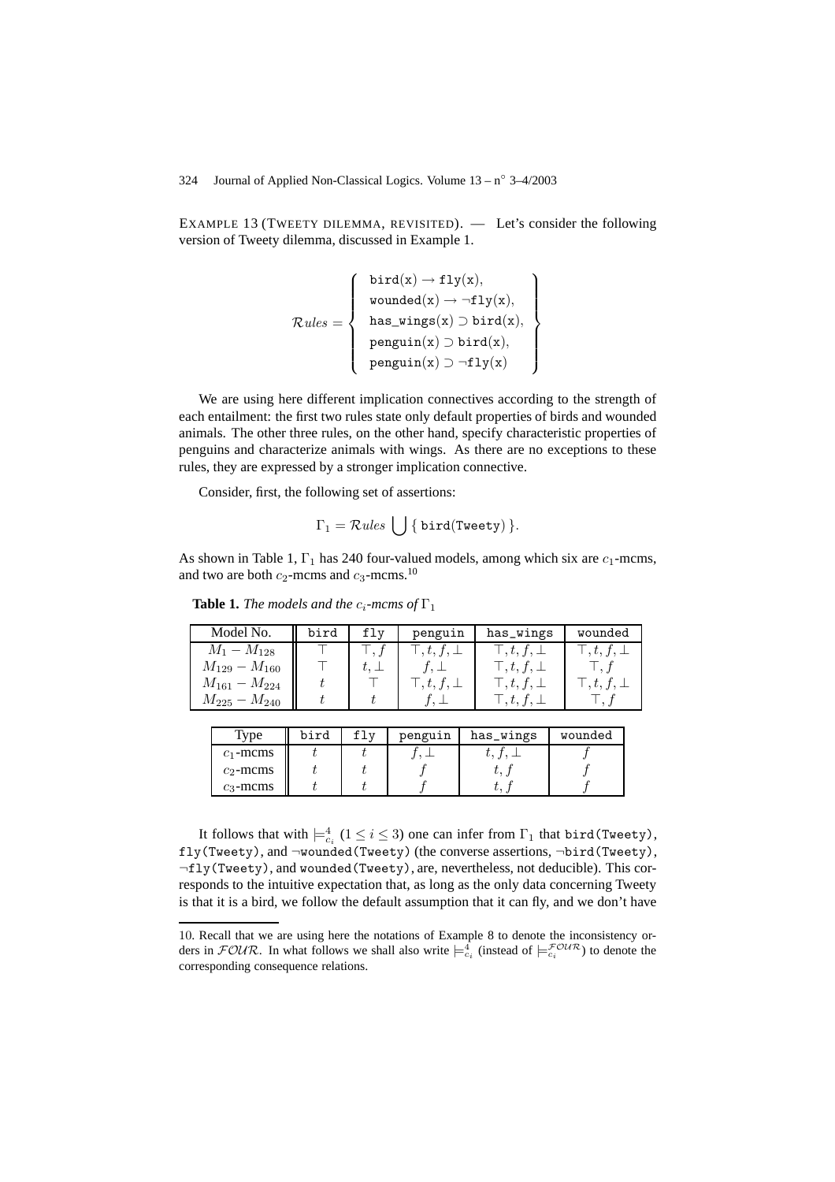EXAMPLE 13 (TWEETY DILEMMA, REVISITED). — Let's consider the following version of Tweety dilemma, discussed in Example 1.

$$\mathcal{R}ules = \left\{ \begin{array}{l} \texttt{bird(x)} \rightarrow \texttt{fly(x)}, \\ \texttt{wounded(x)} \rightarrow \neg\texttt{fly(x)}, \\ \texttt{has\_wings(x)} \supset \texttt{bird(x)}, \\ \texttt{penguin(x)} \supset \texttt{bird(x)}, \\ \texttt{penguin(x)} \supset \neg\texttt{fly(x)} \end{array} \right\}$$

We are using here different implication connectives according to the strength of each entailment: the first two rules state only default properties of birds and wounded animals. The other three rules, on the other hand, specify characteristic properties of penguins and characterize animals with wings. As there are no exceptions to these rules, they are expressed by a stronger implication connective.

Consider, first, the following set of assertions:

$$\Gamma_1 = \mathcal{R}ules \bigcup \{ \texttt{bird(Tweety)} \}.$$

As shown in Table 1, $\Gamma_1$ has 240 four-valued models, among which six are $c_1$-mcms, and two are both $c_2$-mcms and $c_3$-mcms.[10]

**Table 1.** *The models and the $c_i$-mcms of $\Gamma_1$*

| Model No. | bird | fly | penguin | has_wings | wounded |
|---|---|---|---|---|---|
| $M_1 - M_{128}$ | $\top$ | $\top, f$ | $\top, t, f, \bot$ | $\top, t, f, \bot$ | $\top, t, f, \bot$ |
| $M_{129} - M_{160}$ | $\top$ | $t, \bot$ | $f, \bot$ | $\top, t, f, \bot$ | $\top, f$ |
| $M_{161} - M_{224}$ | $t$ | $\top$ | $\top, t, f, \bot$ | $\top, t, f, \bot$ | $\top, t, f, \bot$ |
| $M_{225} - M_{240}$ | $t$ | $t$ | $f, \bot$ | $\top, t, f, \bot$ | $\top, f$ |

| Type | bird | fly | penguin | has_wings | wounded |
|---|---|---|---|---|---|
| $c_1$-mcms | $t$ | $t$ | $f, \bot$ | $t, f, \bot$ | $f$ |
| $c_2$-mcms | $t$ | $t$ | $f$ | $t, f$ | $f$ |
| $c_3$-mcms | $t$ | $t$ | $f$ | $t, f$ | $f$ |

It follows that with $\models^4_{c_i}$ $(1 \leq i \leq 3)$ one can infer from $\Gamma_1$ that bird(Tweety), fly(Tweety), and ¬wounded(Tweety) (the converse assertions, ¬bird(Tweety), ¬fly(Tweety), and wounded(Tweety), are, nevertheless, not deducible). This corresponds to the intuitive expectation that, as long as the only data concerning Tweety is that it is a bird, we follow the default assumption that it can fly, and we don't have

10. Recall that we are using here the notations of Example 8 to denote the inconsistency orders in $\mathcal{FOUR}$. In what follows we shall also write $\models^4_{c_i}$ (instead of $\models^{\mathcal{FOUR}}_{c_i}$) to denote the corresponding consequence relations.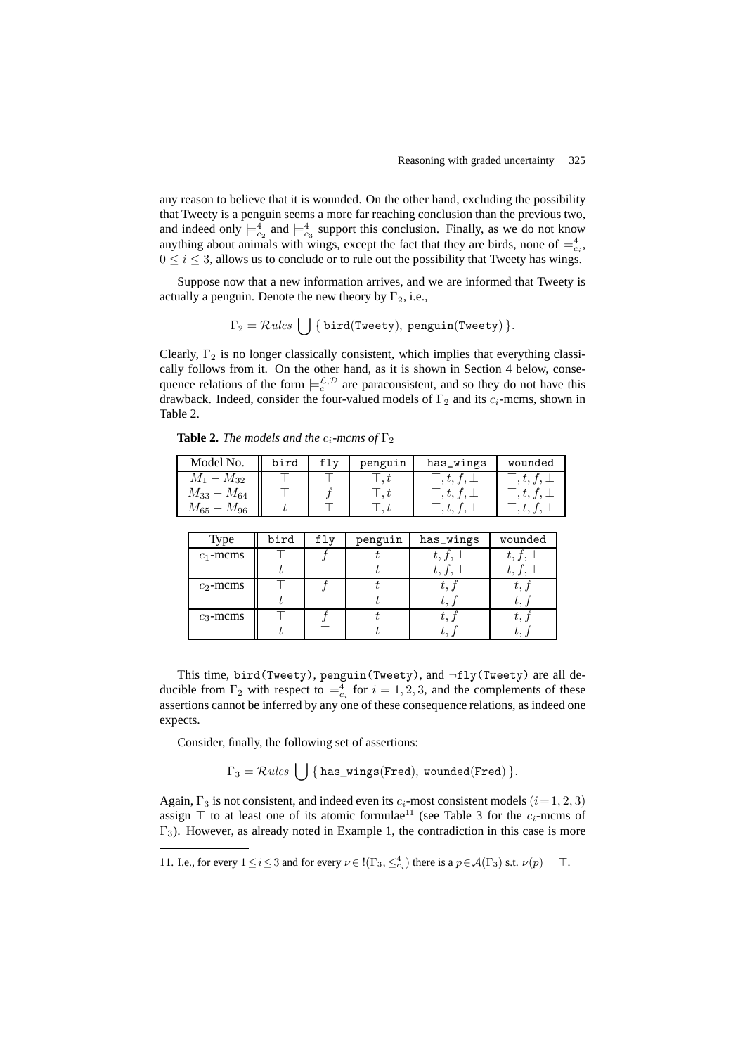any reason to believe that it is wounded. On the other hand, excluding the possibility that Tweety is a penguin seems a more far reaching conclusion than the previous two, and indeed only $\models^4_{c_2}$ and $\models^4_{c_3}$ support this conclusion. Finally, as we do not know anything about animals with wings, except the fact that they are birds, none of $\models^4_{c_i}$, $0 \leq i \leq 3$, allows us to conclude or to rule out the possibility that Tweety has wings.

Suppose now that a new information arrives, and we are informed that Tweety is actually a penguin. Denote the new theory by $\Gamma_2$, i.e.,

$$\Gamma_2 = \mathcal{R}ules \bigcup \{ \texttt{bird(Tweety)}, \; \texttt{penguin(Tweety)} \}.$$

Clearly, $\Gamma_2$ is no longer classically consistent, which implies that everything classically follows from it. On the other hand, as it is shown in Section 4 below, consequence relations of the form $\models^{\mathcal{L},\mathcal{D}}_c$ are paraconsistent, and so they do not have this drawback. Indeed, consider the four-valued models of $\Gamma_2$ and its $c_i$-mcms, shown in Table 2.

**Table 2.** *The models and the $c_i$-mcms of $\Gamma_2$*

| Model No. | bird | fly | penguin | has_wings | wounded |
|---|---|---|---|---|---|
| $M_1 - M_{32}$ | $\top$ | $\top$ | $\top, t$ | $\top, t, f, \bot$ | $\top, t, f, \bot$ |
| $M_{33} - M_{64}$ | $\top$ | $f$ | $\top, t$ | $\top, t, f, \bot$ | $\top, t, f, \bot$ |
| $M_{65} - M_{96}$ | $t$ | $\top$ | $\top, t$ | $\top, t, f, \bot$ | $\top, t, f, \bot$ |

| Type | bird | fly | penguin | has_wings | wounded |
|---|---|---|---|---|---|
| $c_1$-mcms | $\top$ | $f$ | $t$ | $t, f, \bot$ | $t, f, \bot$ |
| | $t$ | $\top$ | $t$ | $t, f, \bot$ | $t, f, \bot$ |
| $c_2$-mcms | $\top$ | $f$ | $t$ | $t, f$ | $t, f$ |
| | $t$ | $\top$ | $t$ | $t, f$ | $t, f$ |
| $c_3$-mcms | $\top$ | $f$ | $t$ | $t, f$ | $t, f$ |
| | $t$ | $\top$ | $t$ | $t, f$ | $t, f$ |

This time, bird(Tweety), penguin(Tweety), and $\neg$fly(Tweety) are all deducible from $\Gamma_2$ with respect to $\models^4_{c_i}$ for $i = 1, 2, 3$, and the complements of these assertions cannot be inferred by any one of these consequence relations, as indeed one expects.

Consider, finally, the following set of assertions:

$$\Gamma_3 = \mathcal{R}ules \bigcup \{ \texttt{has\_wings(Fred)}, \; \texttt{wounded(Fred)} \}.$$

Again, $\Gamma_3$ is not consistent, and indeed even its $c_i$-most consistent models ($i = 1, 2, 3$) assign $\top$ to at least one of its atomic formulae[11] (see Table 3 for the $c_i$-mcms of $\Gamma_3$). However, as already noted in Example 1, the contradiction in this case is more

11. I.e., for every $1 \leq i \leq 3$ and for every $\nu \in !(\Gamma_3, \leq^4_{c_i})$ there is a $p \in \mathcal{A}(\Gamma_3)$ s.t. $\nu(p) = \top$.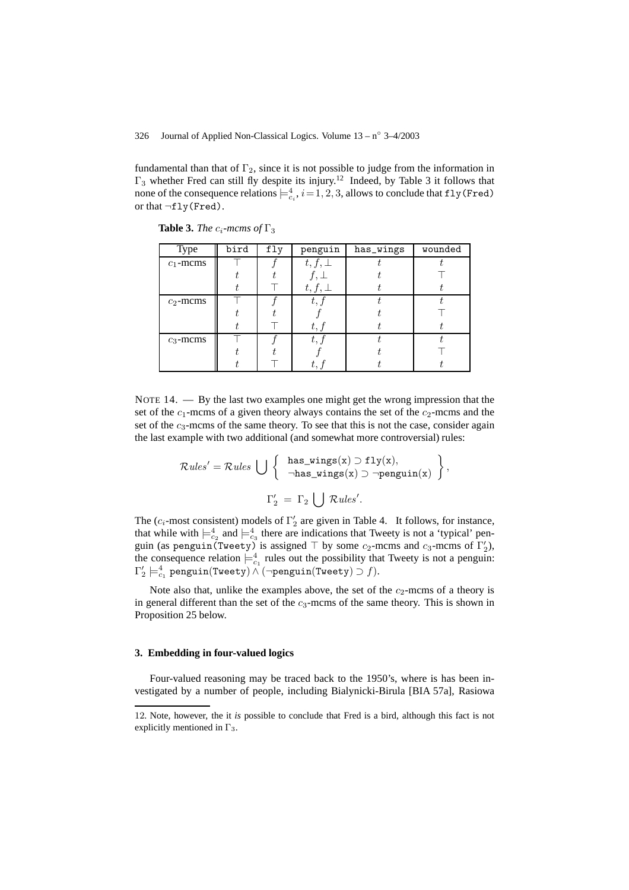fundamental than that of $\Gamma_2$, since it is not possible to judge from the information in $\Gamma_3$ whether Fred can still fly despite its injury.[12] Indeed, by Table 3 it follows that none of the consequence relations $\models^4_{c_i}$, $i = 1, 2, 3$, allows to conclude that fly(Fred) or that ¬fly(Fred).

**Table 3.** *The $c_i$-mcms of* $\Gamma_3$

| Type | bird | fly | penguin | has_wings | wounded |
|---|---|---|---|---|---|
| $c_1$-mcms | $\top$ | $f$ | $t, f, \bot$ | $t$ | $t$ |
| | $t$ | $t$ | $f, \bot$ | $t$ | $\top$ |
| | $t$ | $\top$ | $t, f, \bot$ | $t$ | $t$ |
| $c_2$-mcms | $\top$ | $f$ | $t, f$ | $t$ | $t$ |
| | $t$ | $t$ | $f$ | $t$ | $\top$ |
| | $t$ | $\top$ | $t, f$ | $t$ | $t$ |
| $c_3$-mcms | $\top$ | $f$ | $t, f$ | $t$ | $t$ |
| | $t$ | $t$ | $f$ | $t$ | $\top$ |
| | $t$ | $\top$ | $t, f$ | $t$ | $t$ |

NOTE 14. — By the last two examples one might get the wrong impression that the set of the $c_1$-mcms of a given theory always contains the set of the $c_2$-mcms and the set of the $c_3$-mcms of the same theory. To see that this is not the case, consider again the last example with two additional (and somewhat more controversial) rules:

$$\mathcal{R}ules' = \mathcal{R}ules \bigcup \left\{ \begin{array}{l} \texttt{has\_wings(x)} \supset \texttt{fly(x)}, \\ \neg\texttt{has\_wings(x)} \supset \neg\texttt{penguin(x)} \end{array} \right\},$$

$$\Gamma_2' = \Gamma_2 \bigcup \mathcal{R}ules'.$$

The ($c_i$-most consistent) models of $\Gamma_2'$ are given in Table 4. It follows, for instance, that while with $\models^4_{c_2}$ and $\models^4_{c_3}$ there are indications that Tweety is not a 'typical' penguin (as penguin(Tweety) is assigned $\top$ by some $c_2$-mcms and $c_3$-mcms of $\Gamma_2'$), the consequence relation $\models^4_{c_1}$ rules out the possibility that Tweety is not a penguin: $\Gamma_2' \models^4_{c_1} \texttt{penguin(Tweety)} \wedge (\neg\texttt{penguin(Tweety)} \supset f)$.

Note also that, unlike the examples above, the set of the $c_2$-mcms of a theory is in general different than the set of the $c_3$-mcms of the same theory. This is shown in Proposition 25 below.

## 3. Embedding in four-valued logics

Four-valued reasoning may be traced back to the 1950's, where is has been investigated by a number of people, including Bialynicki-Birula [BIA 57a], Rasiowa

12. Note, however, the it *is* possible to conclude that Fred is a bird, although this fact is not explicitly mentioned in $\Gamma_3$.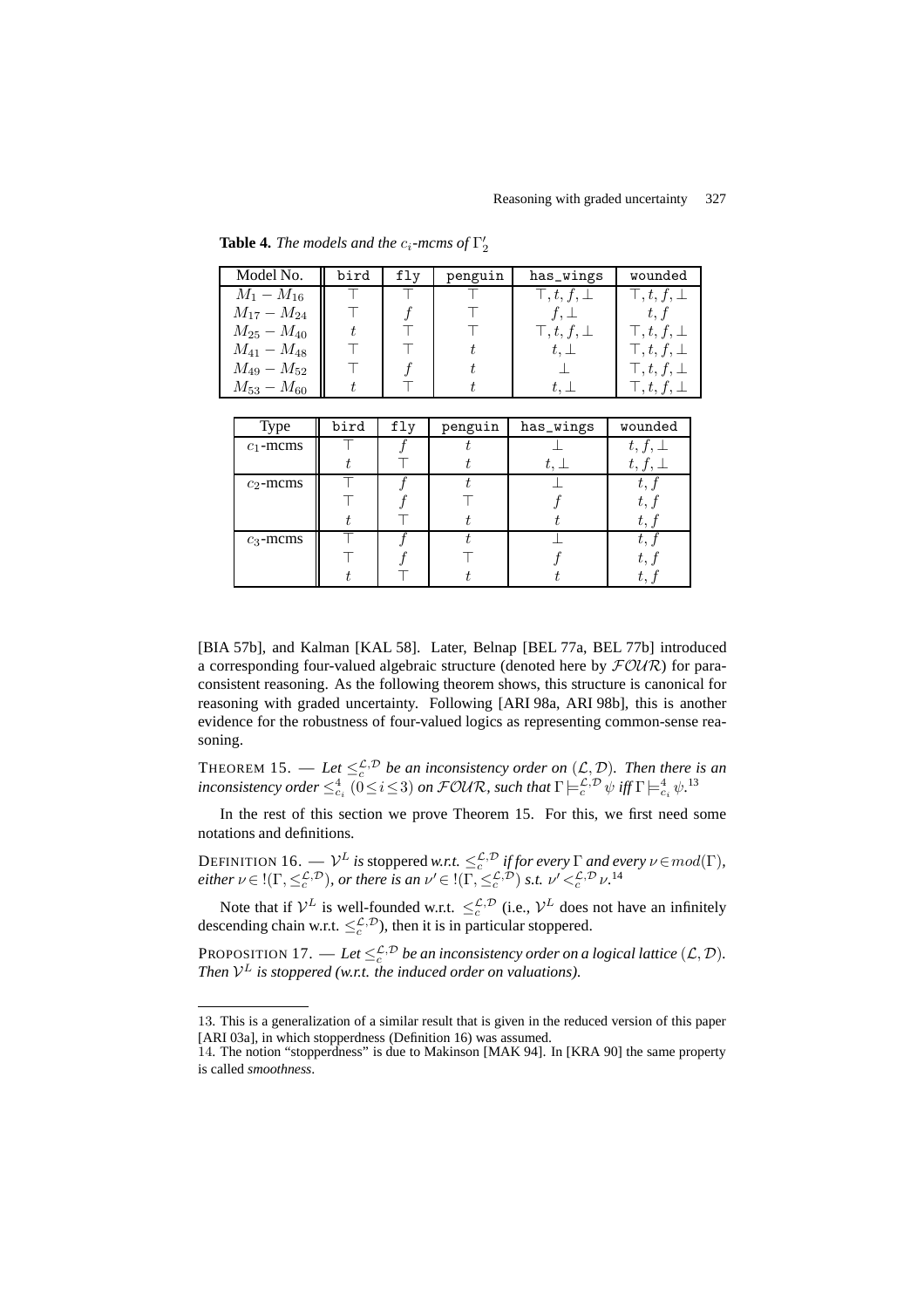**Table 4.** *The models and the $c_i$-mcms of $\Gamma'_2$*

| Model No. | bird | fly | penguin | has_wings | wounded |
|---|---|---|---|---|---|
| $M_1 - M_{16}$ | $\top$ | $\top$ | $\top$ | $\top, t, f, \bot$ | $\top, t, f, \bot$ |
| $M_{17} - M_{24}$ | $\top$ | $f$ | $\top$ | $f, \bot$ | $t, f$ |
| $M_{25} - M_{40}$ | $t$ | $\top$ | $\top$ | $\top, t, f, \bot$ | $\top, t, f, \bot$ |
| $M_{41} - M_{48}$ | $\top$ | $\top$ | $t$ | $t, \bot$ | $\top, t, f, \bot$ |
| $M_{49} - M_{52}$ | $\top$ | $f$ | $t$ | $\bot$ | $\top, t, f, \bot$ |
| $M_{53} - M_{60}$ | $t$ | $\top$ | $t$ | $t, \bot$ | $\top, t, f, \bot$ |

| Type | bird | fly | penguin | has_wings | wounded |
|---|---|---|---|---|---|
| $c_1$-mcms | $\top$ | $f$ | $t$ | $\bot$ | $t, f, \bot$ |
| | $t$ | $\top$ | $t$ | $t, \bot$ | $t, f, \bot$ |
| $c_2$-mcms | $\top$ | $f$ | $t$ | $\bot$ | $t, f$ |
| | $\top$ | $f$ | $\top$ | $f$ | $t, f$ |
| | $t$ | $\top$ | $t$ | $t$ | $t, f$ |
| $c_3$-mcms | $\top$ | $f$ | $t$ | $\bot$ | $t, f$ |
| | $\top$ | $f$ | $\top$ | $f$ | $t, f$ |
| | $t$ | $\top$ | $t$ | $t$ | $t, f$ |

[BIA 57b], and Kalman [KAL 58]. Later, Belnap [BEL 77a, BEL 77b] introduced a corresponding four-valued algebraic structure (denoted here by $\mathcal{FOUR}$) for paraconsistent reasoning. As the following theorem shows, this structure is canonical for reasoning with graded uncertainty. Following [ARI 98a, ARI 98b], this is another evidence for the robustness of four-valued logics as representing common-sense reasoning.

THEOREM 15. — *Let $\leq_c^{\mathcal{L},\mathcal{D}}$ be an inconsistency order on $(\mathcal{L},\mathcal{D})$. Then there is an inconsistency order $\leq_{c_i}^4$ $(0 \leq i \leq 3)$ on $\mathcal{FOUR}$, such that $\Gamma \models_c^{\mathcal{L},\mathcal{D}} \psi$ iff $\Gamma \models_{c_i}^4 \psi$.*[13]

In the rest of this section we prove Theorem 15. For this, we first need some notations and definitions.

DEFINITION 16. — *$\mathcal{V}^L$ is* stoppered *w.r.t. $\leq_c^{\mathcal{L},\mathcal{D}}$ if for every $\Gamma$ and every $\nu \in mod(\Gamma)$, either $\nu \in !(\Gamma, \leq_c^{\mathcal{L},\mathcal{D}})$, or there is an $\nu' \in !(\Gamma, \leq_c^{\mathcal{L},\mathcal{D}})$ s.t. $\nu' <_c^{\mathcal{L},\mathcal{D}} \nu$.*[14]

Note that if $\mathcal{V}^L$ is well-founded w.r.t. $\leq_c^{\mathcal{L},\mathcal{D}}$ (i.e., $\mathcal{V}^L$ does not have an infinitely descending chain w.r.t. $\leq_c^{\mathcal{L},\mathcal{D}}$), then it is in particular stoppered.

PROPOSITION 17. — *Let $\leq_c^{\mathcal{L},\mathcal{D}}$ be an inconsistency order on a logical lattice $(\mathcal{L},\mathcal{D})$. Then $\mathcal{V}^L$ is stoppered (w.r.t. the induced order on valuations).*

13. This is a generalization of a similar result that is given in the reduced version of this paper [ARI 03a], in which stopperdness (Definition 16) was assumed.

14. The notion "stopperdness" is due to Makinson [MAK 94]. In [KRA 90] the same property is called *smoothness*.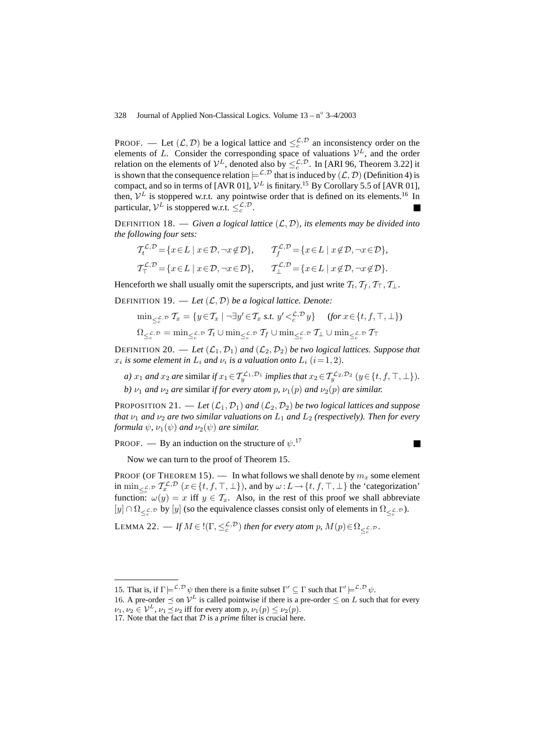PROOF. — Let $(\mathcal{L}, \mathcal{D})$ be a logical lattice and $\leq_c^{\mathcal{L},\mathcal{D}}$ an inconsistency order on the elements of $L$. Consider the corresponding space of valuations $\mathcal{V}^L$, and the order relation on the elements of $\mathcal{V}^L$, denoted also by $\leq_c^{\mathcal{L},\mathcal{D}}$. In [ARI 96, Theorem 3.22] it is shown that the consequence relation $\models^{\mathcal{L},\mathcal{D}}$ that is induced by $(\mathcal{L}, \mathcal{D})$ (Definition 4) is compact, and so in terms of [AVR 01], $\mathcal{V}^L$ is finitary.[15] By Corollary 5.5 of [AVR 01], then, $\mathcal{V}^L$ is stoppered w.r.t. any pointwise order that is defined on its elements.[16] In particular, $\mathcal{V}^L$ is stoppered w.r.t. $\leq_c^{\mathcal{L},\mathcal{D}}$. ■

DEFINITION 18. — *Given a logical lattice $(\mathcal{L}, \mathcal{D})$, its elements may be divided into the following four sets:*

$$\mathcal{T}_t^{\mathcal{L},\mathcal{D}} = \{x \in L \mid x \in \mathcal{D}, \neg x \notin \mathcal{D}\}, \qquad \mathcal{T}_f^{\mathcal{L},\mathcal{D}} = \{x \in L \mid x \notin \mathcal{D}, \neg x \in \mathcal{D}\},$$

$$\mathcal{T}_\top^{\mathcal{L},\mathcal{D}} = \{x \in L \mid x \in \mathcal{D}, \neg x \in \mathcal{D}\}, \qquad \mathcal{T}_\bot^{\mathcal{L},\mathcal{D}} = \{x \in L \mid x \notin \mathcal{D}, \neg x \notin \mathcal{D}\}.$$

Henceforth we shall usually omit the superscripts, and just write $\mathcal{T}_t, \mathcal{T}_f, \mathcal{T}_\top, \mathcal{T}_\bot$.

DEFINITION 19. — *Let $(\mathcal{L}, \mathcal{D})$ be a logical lattice. Denote:*

$$\min_{\leq_c^{\mathcal{L},\mathcal{D}}} \mathcal{T}_x = \{y \in \mathcal{T}_x \mid \neg \exists y' \in \mathcal{T}_x \text{ s.t. } y' <_c^{\mathcal{L},\mathcal{D}} y\} \qquad (\text{for } x \in \{t, f, \top, \bot\})$$

$$\Omega_{\leq_c^{\mathcal{L},\mathcal{D}}} = \min_{\leq_c^{\mathcal{L},\mathcal{D}}} \mathcal{T}_t \cup \min_{\leq_c^{\mathcal{L},\mathcal{D}}} \mathcal{T}_f \cup \min_{\leq_c^{\mathcal{L},\mathcal{D}}} \mathcal{T}_\bot \cup \min_{\leq_c^{\mathcal{L},\mathcal{D}}} \mathcal{T}_\top$$

DEFINITION 20. — *Let $(\mathcal{L}_1, \mathcal{D}_1)$ and $(\mathcal{L}_2, \mathcal{D}_2)$ be two logical lattices. Suppose that $x_i$ is some element in $L_i$ and $\nu_i$ is a valuation onto $L_i$ $(i = 1, 2)$.*

*a) $x_1$ and $x_2$ are* similar *if $x_1 \in \mathcal{T}_y^{\mathcal{L}_1,\mathcal{D}_1}$ implies that $x_2 \in \mathcal{T}_y^{\mathcal{L}_2,\mathcal{D}_2}$ $(y \in \{t, f, \top, \bot\})$.*

*b) $\nu_1$ and $\nu_2$ are* similar *if for every atom $p$, $\nu_1(p)$ and $\nu_2(p)$ are similar.*

PROPOSITION 21. — *Let $(\mathcal{L}_1, \mathcal{D}_1)$ and $(\mathcal{L}_2, \mathcal{D}_2)$ be two logical lattices and suppose that $\nu_1$ and $\nu_2$ are two similar valuations on $L_1$ and $L_2$ (respectively). Then for every formula $\psi$, $\nu_1(\psi)$ and $\nu_2(\psi)$ are similar.*

PROOF. — By an induction on the structure of $\psi$.[17] ■

Now we can turn to the proof of Theorem 15.

PROOF (OF THEOREM 15). — In what follows we shall denote by $m_x$ some element in $\min_{\leq_c^{\mathcal{L},\mathcal{D}}} \mathcal{T}_x^{\mathcal{L},\mathcal{D}}$ $(x \in \{t, f, \top, \bot\})$, and by $\omega : L \to \{t, f, \top, \bot\}$ the 'categorization' function: $\omega(y) = x$ iff $y \in \mathcal{T}_x$. Also, in the rest of this proof we shall abbreviate $[y] \cap \Omega_{\leq_c^{\mathcal{L},\mathcal{D}}}$ by $[y]$ (so the equivalence classes consist only of elements in $\Omega_{\leq_c^{\mathcal{L},\mathcal{D}}}$).

LEMMA 22. — *If $M \in !(\Gamma, \leq_c^{\mathcal{L},\mathcal{D}})$ then for every atom $p$, $M(p) \in \Omega_{\leq_c^{\mathcal{L},\mathcal{D}}}$.*

---

15. That is, if $\Gamma \models^{\mathcal{L},\mathcal{D}} \psi$ then there is a finite subset $\Gamma' \subseteq \Gamma$ such that $\Gamma' \models^{\mathcal{L},\mathcal{D}} \psi$.

16. A pre-order $\preceq$ on $\mathcal{V}^L$ is called pointwise if there is a pre-order $\leq$ on $L$ such that for every $\nu_1, \nu_2 \in \mathcal{V}^L$, $\nu_1 \preceq \nu_2$ iff for every atom $p$, $\nu_1(p) \leq \nu_2(p)$.

17. Note that the fact that $\mathcal{D}$ is a *prime* filter is crucial here.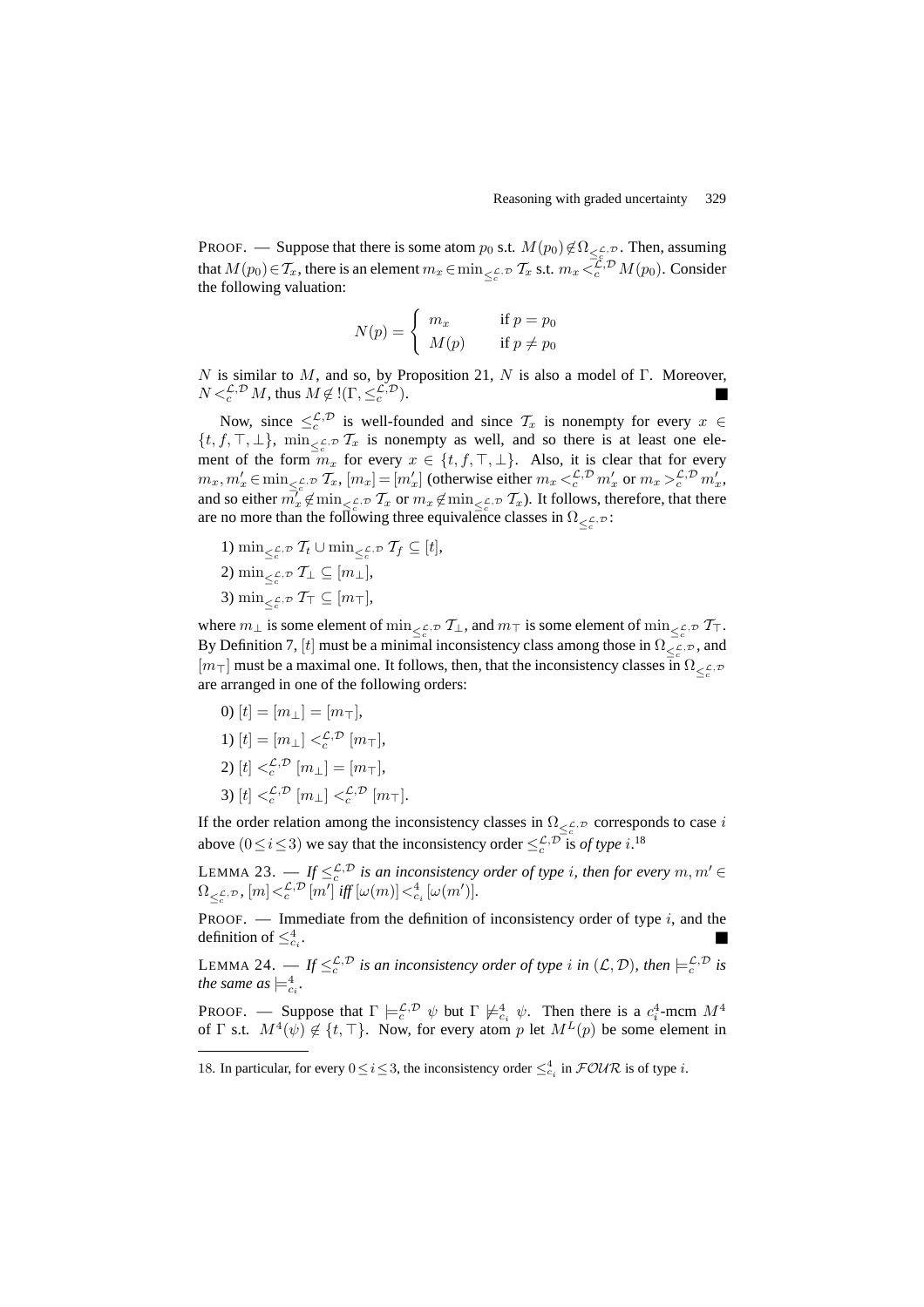PROOF. — Suppose that there is some atom $p_0$ s.t. $M(p_0) \not\in \Omega_{\leq_c^{\mathcal{L},\mathcal{D}}}$. Then, assuming that $M(p_0) \in \mathcal{T}_x$, there is an element $m_x \in \min_{\leq_c^{\mathcal{L},\mathcal{D}}} \mathcal{T}_x$ s.t. $m_x <_c^{\mathcal{L},\mathcal{D}} M(p_0)$. Consider the following valuation:

$$N(p) = \begin{cases} m_x & \text{if } p = p_0 \\ M(p) & \text{if } p \neq p_0 \end{cases}$$

$N$ is similar to $M$, and so, by Proposition 21, $N$ is also a model of $\Gamma$. Moreover, $N <_c^{\mathcal{L},\mathcal{D}} M$, thus $M \not\in !(\Gamma, \leq_c^{\mathcal{L},\mathcal{D}})$. ■

Now, since $\leq_c^{\mathcal{L},\mathcal{D}}$ is well-founded and since $\mathcal{T}_x$ is nonempty for every $x \in \{t, f, \top, \bot\}$, $\min_{\leq_c^{\mathcal{L},\mathcal{D}}} \mathcal{T}_x$ is nonempty as well, and so there is at least one element of the form $m_x$ for every $x \in \{t, f, \top, \bot\}$. Also, it is clear that for every $m_x, m'_x \in \min_{\leq_c^{\mathcal{L},\mathcal{D}}} \mathcal{T}_x$, $[m_x] = [m'_x]$ (otherwise either $m_x <_c^{\mathcal{L},\mathcal{D}} m'_x$ or $m_x >_c^{\mathcal{L},\mathcal{D}} m'_x$, and so either $m'_x \not\in \min_{\leq_c^{\mathcal{L},\mathcal{D}}} \mathcal{T}_x$ or $m_x \not\in \min_{\leq_c^{\mathcal{L},\mathcal{D}}} \mathcal{T}_x$). It follows, therefore, that there are no more than the following three equivalence classes in $\Omega_{\leq_c^{\mathcal{L},\mathcal{D}}}$:

1) $\min_{\leq_c^{\mathcal{L},\mathcal{D}}} \mathcal{T}_t \cup \min_{\leq_c^{\mathcal{L},\mathcal{D}}} \mathcal{T}_f \subseteq [t]$,

2) $\min_{\leq_c^{\mathcal{L},\mathcal{D}}} \mathcal{T}_\bot \subseteq [m_\bot]$,

3) $\min_{\leq_c^{\mathcal{L},\mathcal{D}}} \mathcal{T}_\top \subseteq [m_\top]$,

where $m_\bot$ is some element of $\min_{\leq_c^{\mathcal{L},\mathcal{D}}} \mathcal{T}_\bot$, and $m_\top$ is some element of $\min_{\leq_c^{\mathcal{L},\mathcal{D}}} \mathcal{T}_\top$. By Definition 7, $[t]$ must be a minimal inconsistency class among those in $\Omega_{\leq_c^{\mathcal{L},\mathcal{D}}}$, and $[m_\top]$ must be a maximal one. It follows, then, that the inconsistency classes in $\Omega_{\leq_c^{\mathcal{L},\mathcal{D}}}$ are arranged in one of the following orders:

0) $[t] = [m_\bot] = [m_\top]$,

1) $[t] = [m_\bot] <_c^{\mathcal{L},\mathcal{D}} [m_\top]$,

2) $[t] <_c^{\mathcal{L},\mathcal{D}} [m_\bot] = [m_\top]$,

3) $[t] <_c^{\mathcal{L},\mathcal{D}} [m_\bot] <_c^{\mathcal{L},\mathcal{D}} [m_\top]$.

If the order relation among the inconsistency classes in $\Omega_{\leq_c^{\mathcal{L},\mathcal{D}}}$ corresponds to case $i$ above ($0 \leq i \leq 3$) we say that the inconsistency order $\leq_c^{\mathcal{L},\mathcal{D}}$ is *of type* $i$.[18]

LEMMA 23. — *If $\leq_c^{\mathcal{L},\mathcal{D}}$ is an inconsistency order of type $i$, then for every $m, m' \in \Omega_{\leq_c^{\mathcal{L},\mathcal{D}}}$, $[m] <_c^{\mathcal{L},\mathcal{D}} [m']$ iff $[\omega(m)] <_{c_i}^4 [\omega(m')]$.*

PROOF. — Immediate from the definition of inconsistency order of type $i$, and the definition of $\leq_{c_i}^4$. ■

LEMMA 24. — *If $\leq_c^{\mathcal{L},\mathcal{D}}$ is an inconsistency order of type $i$ in $(\mathcal{L}, \mathcal{D})$, then $\models_c^{\mathcal{L},\mathcal{D}}$ is the same as $\models_{c_i}^4$.*

PROOF. — Suppose that $\Gamma \models_c^{\mathcal{L},\mathcal{D}} \psi$ but $\Gamma \not\models_{c_i}^4 \psi$. Then there is a $c_i^4$-mcm $M^4$ of $\Gamma$ s.t. $M^4(\psi) \not\in \{t, \top\}$. Now, for every atom $p$ let $M^L(p)$ be some element in

18. In particular, for every $0 \leq i \leq 3$, the inconsistency order $\leq_{c_i}^4$ in $\mathcal{FOUR}$ is of type $i$.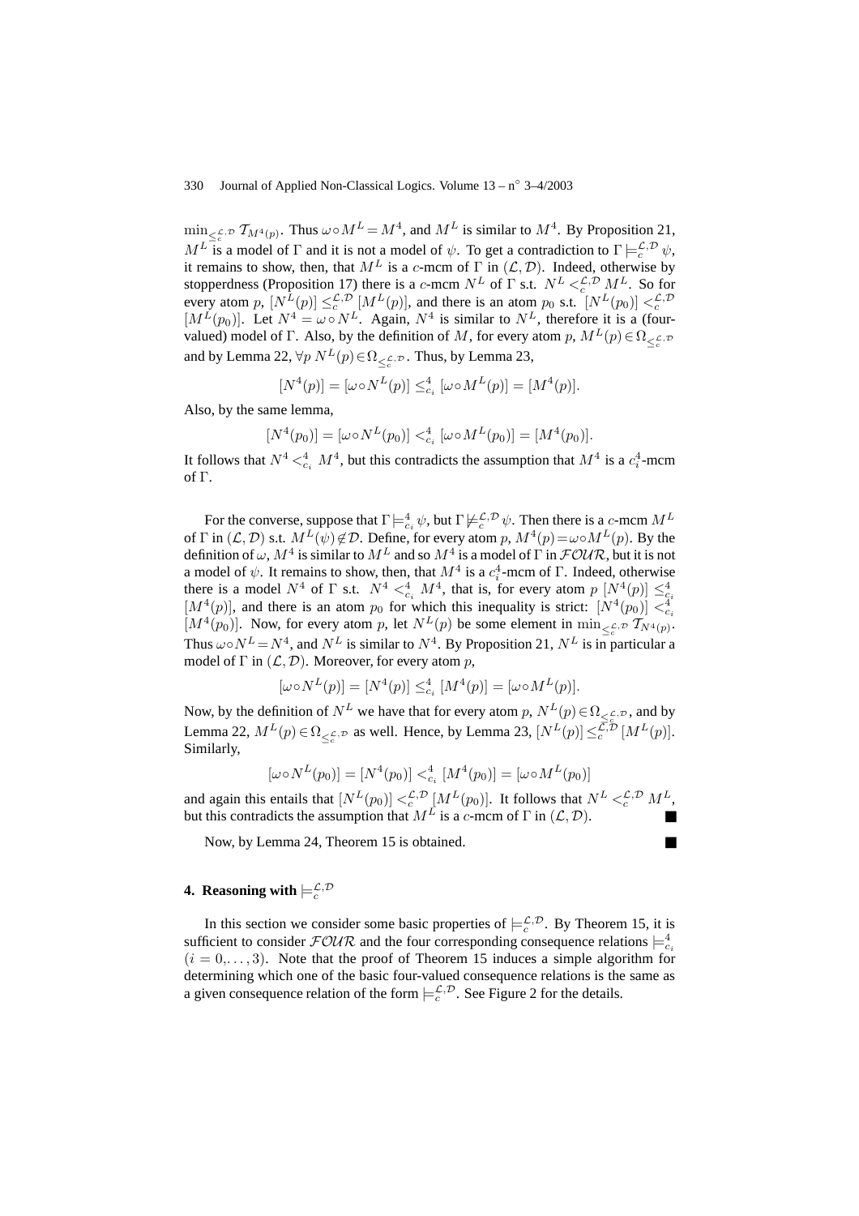$\min_{\leq_c^{\mathcal{L},\mathcal{D}}} \mathcal{T}_{M^4(p)}$. Thus $\omega \circ M^L = M^4$, and $M^L$ is similar to $M^4$. By Proposition 21, $M^L$ is a model of $\Gamma$ and it is not a model of $\psi$. To get a contradiction to $\Gamma \models_c^{\mathcal{L},\mathcal{D}} \psi$, it remains to show, then, that $M^L$ is a $c$-mcm of $\Gamma$ in $(\mathcal{L}, \mathcal{D})$. Indeed, otherwise by stopperdness (Proposition 17) there is a $c$-mcm $N^L$ of $\Gamma$ s.t. $N^L <_c^{\mathcal{L},\mathcal{D}} M^L$. So for every atom $p$, $[N^L(p)] \leq_c^{\mathcal{L},\mathcal{D}} [M^L(p)]$, and there is an atom $p_0$ s.t. $[N^L(p_0)] <_c^{\mathcal{L},\mathcal{D}} [M^L(p_0)]$. Let $N^4 = \omega \circ N^L$. Again, $N^4$ is similar to $N^L$, therefore it is a (four-valued) model of $\Gamma$. Also, by the definition of $M$, for every atom $p$, $M^L(p) \in \Omega_{\leq_c^{\mathcal{L},\mathcal{D}}}$ and by Lemma 22, $\forall p\ N^L(p) \in \Omega_{\leq_c^{\mathcal{L},\mathcal{D}}}$. Thus, by Lemma 23,

$$[N^4(p)] = [\omega \circ N^L(p)] \leq_{c_i}^4 [\omega \circ M^L(p)] = [M^4(p)].$$

Also, by the same lemma,

$$[N^4(p_0)] = [\omega \circ N^L(p_0)] <_{c_i}^4 [\omega \circ M^L(p_0)] = [M^4(p_0)].$$

It follows that $N^4 <_{c_i}^4 M^4$, but this contradicts the assumption that $M^4$ is a $c_i^4$-mcm of $\Gamma$.

For the converse, suppose that $\Gamma \models_{c_i}^4 \psi$, but $\Gamma \not\models_c^{\mathcal{L},\mathcal{D}} \psi$. Then there is a $c$-mcm $M^L$ of $\Gamma$ in $(\mathcal{L}, \mathcal{D})$ s.t. $M^L(\psi) \notin \mathcal{D}$. Define, for every atom $p$, $M^4(p) = \omega \circ M^L(p)$. By the definition of $\omega$, $M^4$ is similar to $M^L$ and so $M^4$ is a model of $\Gamma$ in $\mathcal{FOUR}$, but it is not a model of $\psi$. It remains to show, then, that $M^4$ is a $c_i^4$-mcm of $\Gamma$. Indeed, otherwise there is a model $N^4$ of $\Gamma$ s.t. $N^4 <_{c_i}^4 M^4$, that is, for every atom $p$ $[N^4(p)] \leq_{c_i}^4 [M^4(p)]$, and there is an atom $p_0$ for which this inequality is strict: $[N^4(p_0)] <_{c_i}^4 [M^4(p_0)]$. Now, for every atom $p$, let $N^L(p)$ be some element in $\min_{\leq_c^{\mathcal{L},\mathcal{D}}} \mathcal{T}_{N^4(p)}$. Thus $\omega \circ N^L = N^4$, and $N^L$ is similar to $N^4$. By Proposition 21, $N^L$ is in particular a model of $\Gamma$ in $(\mathcal{L}, \mathcal{D})$. Moreover, for every atom $p$,

$$[\omega \circ N^L(p)] = [N^4(p)] \leq_{c_i}^4 [M^4(p)] = [\omega \circ M^L(p)].$$

Now, by the definition of $N^L$ we have that for every atom $p$, $N^L(p) \in \Omega_{\leq_c^{\mathcal{L},\mathcal{D}}}$, and by Lemma 22, $M^L(p) \in \Omega_{\leq_c^{\mathcal{L},\mathcal{D}}}$ as well. Hence, by Lemma 23, $[N^L(p)] \leq_c^{\mathcal{L},\mathcal{D}} [M^L(p)]$. Similarly,

$$[\omega \circ N^L(p_0)] = [N^4(p_0)] <_{c_i}^4 [M^4(p_0)] = [\omega \circ M^L(p_0)]$$

and again this entails that $[N^L(p_0)] <_c^{\mathcal{L},\mathcal{D}} [M^L(p_0)]$. It follows that $N^L <_c^{\mathcal{L},\mathcal{D}} M^L$, but this contradicts the assumption that $M^L$ is a $c$-mcm of $\Gamma$ in $(\mathcal{L}, \mathcal{D})$. ■

Now, by Lemma 24, Theorem 15 is obtained. ■

## 4. Reasoning with $\models_c^{\mathcal{L},\mathcal{D}}$

In this section we consider some basic properties of $\models_c^{\mathcal{L},\mathcal{D}}$. By Theorem 15, it is sufficient to consider $\mathcal{FOUR}$ and the four corresponding consequence relations $\models_{c_i}^4$ $(i = 0, \ldots, 3)$. Note that the proof of Theorem 15 induces a simple algorithm for determining which one of the basic four-valued consequence relations is the same as a given consequence relation of the form $\models_c^{\mathcal{L},\mathcal{D}}$. See Figure 2 for the details.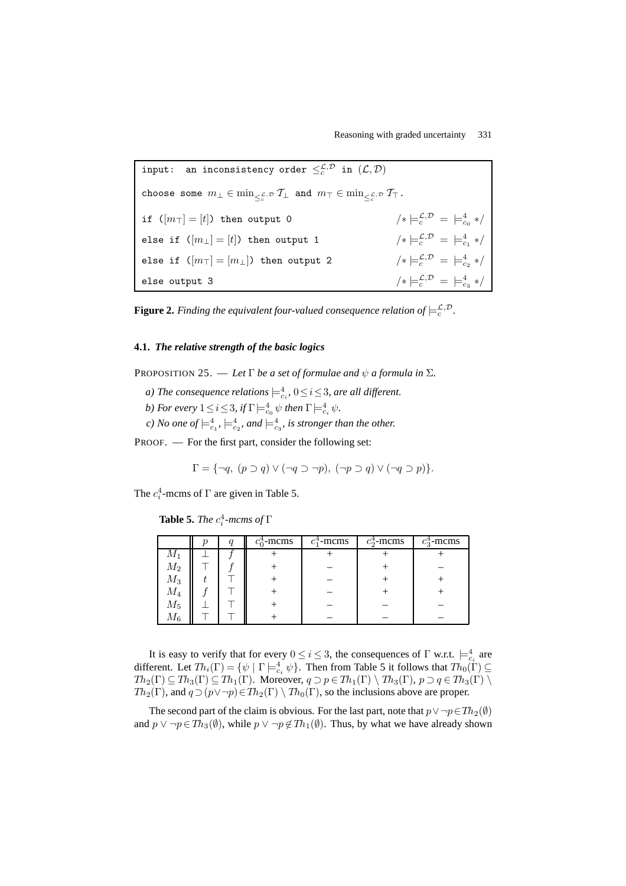```
input:  an inconsistency order ≤_c^{L,D} in (L,D)

choose some m_⊥ ∈ min_{≤_c^{L,D}} T_⊥ and m_⊤ ∈ min_{≤_c^{L,D}} T_⊤.

if ([m_⊤] = [t]) then output 0                    /* ⊨_c^{L,D} = ⊨_{c_0}^4 */

else if ([m_⊥] = [t]) then output 1               /* ⊨_c^{L,D} = ⊨_{c_1}^4 */

else if ([m_⊤] = [m_⊥]) then output 2             /* ⊨_c^{L,D} = ⊨_{c_2}^4 */

else output 3                                     /* ⊨_c^{L,D} = ⊨_{c_3}^4 */
```

**Figure 2.** *Finding the equivalent four-valued consequence relation of* $\models_c^{\mathcal{L},\mathcal{D}}$.

### 4.1. *The relative strength of the basic logics*

PROPOSITION 25. — *Let* $\Gamma$ *be a set of formulae and* $\psi$ *a formula in* $\Sigma$.

*a) The consequence relations* $\models^4_{c_i}$, $0 \leq i \leq 3$, *are all different.*

*b) For every* $1 \leq i \leq 3$, *if* $\Gamma \models^4_{c_0} \psi$ *then* $\Gamma \models^4_{c_i} \psi$.

*c) No one of* $\models^4_{c_1}$, $\models^4_{c_2}$, *and* $\models^4_{c_3}$, *is stronger than the other.*

PROOF. — For the first part, consider the following set:

$$\Gamma = \{\neg q,\ (p \supset q) \vee (\neg q \supset \neg p),\ (\neg p \supset q) \vee (\neg q \supset p)\}.$$

The $c_i^4$-mcms of $\Gamma$ are given in Table 5.

**Table 5.** *The* $c_i^4$*-mcms of* $\Gamma$

| | $p$ | $q$ | $c_0^4$-mcms | $c_1^4$-mcms | $c_2^4$-mcms | $c_3^4$-mcms |
|---|---|---|---|---|---|---|
| $M_1$ | $\bot$ | $f$ | + | + | + | + |
| $M_2$ | $\top$ | $f$ | + | − | + | − |
| $M_3$ | $t$ | $\top$ | + | − | + | + |
| $M_4$ | $f$ | $\top$ | + | − | + | + |
| $M_5$ | $\bot$ | $\top$ | + | − | − | − |
| $M_6$ | $\top$ | $\top$ | + | − | − | − |

It is easy to verify that for every $0 \leq i \leq 3$, the consequences of $\Gamma$ w.r.t. $\models^4_{c_i}$ are different. Let $Th_i(\Gamma) = \{\psi \mid \Gamma \models^4_{c_i} \psi\}$. Then from Table 5 it follows that $Th_0(\Gamma) \subseteq Th_2(\Gamma) \subseteq Th_3(\Gamma) \subseteq Th_1(\Gamma)$. Moreover, $q \supset p \in Th_1(\Gamma) \setminus Th_3(\Gamma)$, $p \supset q \in Th_3(\Gamma) \setminus Th_2(\Gamma)$, and $q \supset (p \vee \neg p) \in Th_2(\Gamma) \setminus Th_0(\Gamma)$, so the inclusions above are proper.

The second part of the claim is obvious. For the last part, note that $p \vee \neg p \in Th_2(\emptyset)$ and $p \vee \neg p \in Th_3(\emptyset)$, while $p \vee \neg p \notin Th_1(\emptyset)$. Thus, by what we have already shown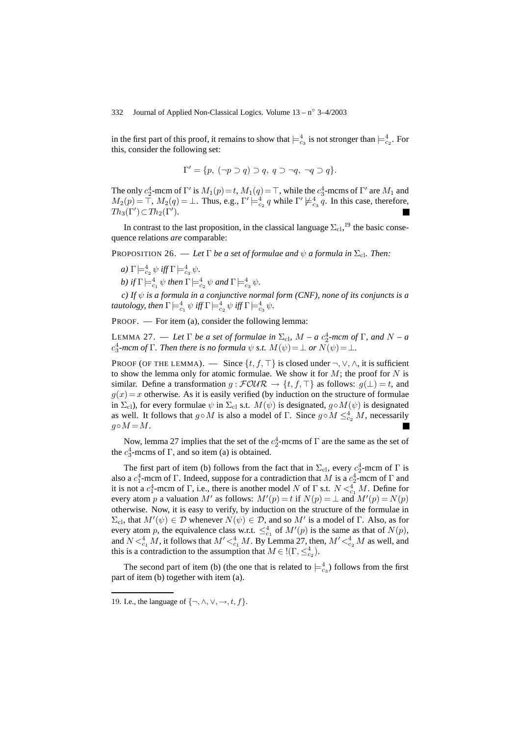in the first part of this proof, it remains to show that $\models^4_{c_3}$ is not stronger than $\models^4_{c_2}$. For this, consider the following set:

$$\Gamma' = \{p,\ (\neg p \supset q) \supset q,\ q \supset \neg q,\ \neg q \supset q\}.$$

The only $c^4_2$-mcm of $\Gamma'$ is $M_1(p) = t$, $M_1(q) = \top$, while the $c^4_3$-mcms of $\Gamma'$ are $M_1$ and $M_2(p) = \top$, $M_2(q) = \bot$. Thus, e.g., $\Gamma' \models^4_{c_2} q$ while $\Gamma' \not\models^4_{c_3} q$. In this case, therefore, $Th_3(\Gamma') \subset Th_2(\Gamma')$. ■

In contrast to the last proposition, in the classical language $\Sigma_{\rm cl}$,[19] the basic consequence relations *are* comparable:

PROPOSITION 26. — *Let $\Gamma$ be a set of formulae and $\psi$ a formula in $\Sigma_{\rm cl}$. Then:*

*a) $\Gamma \models^4_{c_2} \psi$ iff $\Gamma \models^4_{c_3} \psi$.*

*b) if $\Gamma \models^4_{c_1} \psi$ then $\Gamma \models^4_{c_2} \psi$ and $\Gamma \models^4_{c_3} \psi$.*

*c) If $\psi$ is a formula in a conjunctive normal form (CNF), none of its conjuncts is a tautology, then $\Gamma \models^4_{c_1} \psi$ iff $\Gamma \models^4_{c_2} \psi$ iff $\Gamma \models^4_{c_3} \psi$.*

PROOF. — For item (a), consider the following lemma:

LEMMA 27. — *Let $\Gamma$ be a set of formulae in $\Sigma_{\rm cl}$, $M$ – a $c^4_2$-mcm of $\Gamma$, and $N$ – a $c^4_3$-mcm of $\Gamma$. Then there is no formula $\psi$ s.t. $M(\psi) = \bot$ or $N(\psi) = \bot$.*

PROOF (OF THE LEMMA). — Since $\{t, f, \top\}$ is closed under $\neg, \vee, \wedge$, it is sufficient to show the lemma only for atomic formulae. We show it for $M$; the proof for $N$ is similar. Define a transformation $g : \mathcal{FOUR} \rightarrow \{t, f, \top\}$ as follows: $g(\bot) = t$, and $g(x) = x$ otherwise. As it is easily verified (by induction on the structure of formulae in $\Sigma_{\rm cl}$), for every formulae $\psi$ in $\Sigma_{\rm cl}$ s.t. $M(\psi)$ is designated, $g \circ M(\psi)$ is designated as well. It follows that $g \circ M$ is also a model of $\Gamma$. Since $g \circ M \leq^4_{c_2} M$, necessarily $g \circ M = M$. ■

Now, lemma 27 implies that the set of the $c^4_2$-mcms of $\Gamma$ are the same as the set of the $c^4_3$-mcms of $\Gamma$, and so item (a) is obtained.

The first part of item (b) follows from the fact that in $\Sigma_{\rm cl}$, every $c^4_2$-mcm of $\Gamma$ is also a $c^4_1$-mcm of $\Gamma$. Indeed, suppose for a contradiction that $M$ is a $c^4_2$-mcm of $\Gamma$ and it is not a $c^4_1$-mcm of $\Gamma$, i.e., there is another model $N$ of $\Gamma$ s.t. $N <^4_{c_1} M$. Define for every atom $p$ a valuation $M'$ as follows: $M'(p) = t$ if $N(p) = \bot$ and $M'(p) = N(p)$ otherwise. Now, it is easy to verify, by induction on the structure of the formulae in $\Sigma_{\rm cl}$, that $M'(\psi) \in \mathcal{D}$ whenever $N(\psi) \in \mathcal{D}$, and so $M'$ is a model of $\Gamma$. Also, as for every atom $p$, the equivalence class w.r.t. $\leq^4_{c_1}$ of $M'(p)$ is the same as that of $N(p)$, and $N <^4_{c_1} M$, it follows that $M' <^4_{c_1} M$. By Lemma 27, then, $M' <^4_{c_2} M$ as well, and this is a contradiction to the assumption that $M \in\, !(\Gamma, \leq^4_{c_2})$.

The second part of item (b) (the one that is related to $\models^4_{c_3}$) follows from the first part of item (b) together with item (a).

---

19. I.e., the language of $\{\neg, \wedge, \vee, \rightarrow, t, f\}$.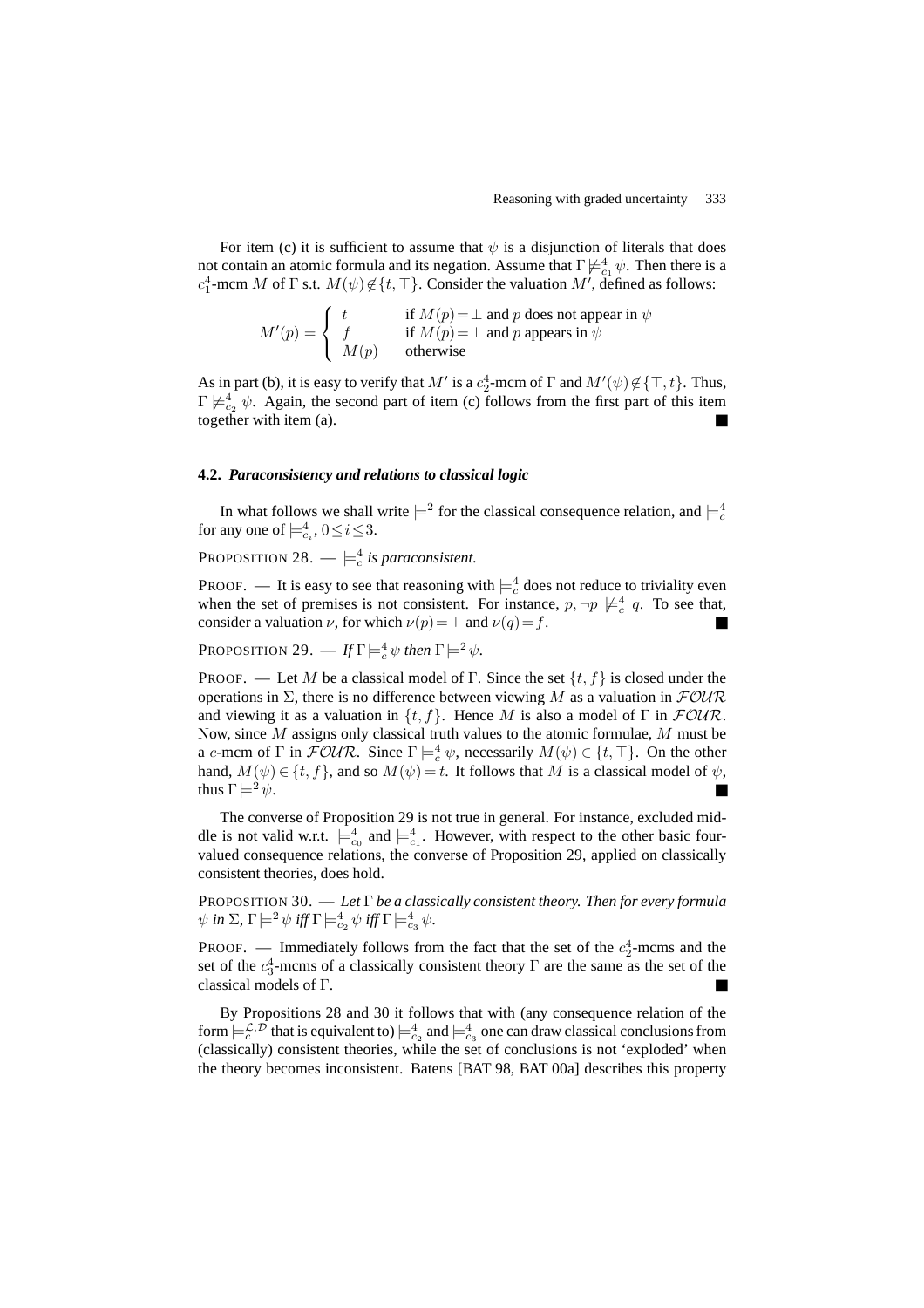For item (c) it is sufficient to assume that $\psi$ is a disjunction of literals that does not contain an atomic formula and its negation. Assume that $\Gamma \not\models^4_{c_1} \psi$. Then there is a $c^4_1$-mcm $M$ of $\Gamma$ s.t. $M(\psi) \notin \{t, \top\}$. Consider the valuation $M'$, defined as follows:

$$M'(p) = \begin{cases} t & \text{if } M(p) = \bot \text{ and } p \text{ does not appear in } \psi \\ f & \text{if } M(p) = \bot \text{ and } p \text{ appears in } \psi \\ M(p) & \text{otherwise} \end{cases}$$

As in part (b), it is easy to verify that $M'$ is a $c^4_2$-mcm of $\Gamma$ and $M'(\psi) \notin \{\top, t\}$. Thus, $\Gamma \not\models^4_{c_2} \psi$. Again, the second part of item (c) follows from the first part of this item together with item (a). ■

### 4.2. *Paraconsistency and relations to classical logic*

In what follows we shall write $\models^2$ for the classical consequence relation, and $\models^4_c$ for any one of $\models^4_{c_i}$, $0 \leq i \leq 3$.

PROPOSITION 28. — *$\models^4_c$ is paraconsistent.*

PROOF. — It is easy to see that reasoning with $\models^4_c$ does not reduce to triviality even when the set of premises is not consistent. For instance, $p, \neg p \not\models^4_c q$. To see that, consider a valuation $\nu$, for which $\nu(p) = \top$ and $\nu(q) = f$. ■

PROPOSITION 29. — *If $\Gamma \models^4_c \psi$ then $\Gamma \models^2 \psi$.*

PROOF. — Let $M$ be a classical model of $\Gamma$. Since the set $\{t, f\}$ is closed under the operations in $\Sigma$, there is no difference between viewing $M$ as a valuation in $\mathcal{FOUR}$ and viewing it as a valuation in $\{t, f\}$. Hence $M$ is also a model of $\Gamma$ in $\mathcal{FOUR}$. Now, since $M$ assigns only classical truth values to the atomic formulae, $M$ must be a $c$-mcm of $\Gamma$ in $\mathcal{FOUR}$. Since $\Gamma \models^4_c \psi$, necessarily $M(\psi) \in \{t, \top\}$. On the other hand, $M(\psi) \in \{t, f\}$, and so $M(\psi) = t$. It follows that $M$ is a classical model of $\psi$, thus $\Gamma \models^2 \psi$. ■

The converse of Proposition 29 is not true in general. For instance, excluded middle is not valid w.r.t. $\models^4_{c_0}$ and $\models^4_{c_1}$. However, with respect to the other basic four-valued consequence relations, the converse of Proposition 29, applied on classically consistent theories, does hold.

PROPOSITION 30. — *Let $\Gamma$ be a classically consistent theory. Then for every formula $\psi$ in $\Sigma$, $\Gamma \models^2 \psi$ iff $\Gamma \models^4_{c_2} \psi$ iff $\Gamma \models^4_{c_3} \psi$.*

PROOF. — Immediately follows from the fact that the set of the $c^4_2$-mcms and the set of the $c^4_3$-mcms of a classically consistent theory $\Gamma$ are the same as the set of the classical models of $\Gamma$. ■

By Propositions 28 and 30 it follows that with (any consequence relation of the form $\models^{\mathcal{L},\mathcal{D}}_c$ that is equivalent to) $\models^4_{c_2}$ and $\models^4_{c_3}$ one can draw classical conclusions from (classically) consistent theories, while the set of conclusions is not 'exploded' when the theory becomes inconsistent. Batens [BAT 98, BAT 00a] describes this property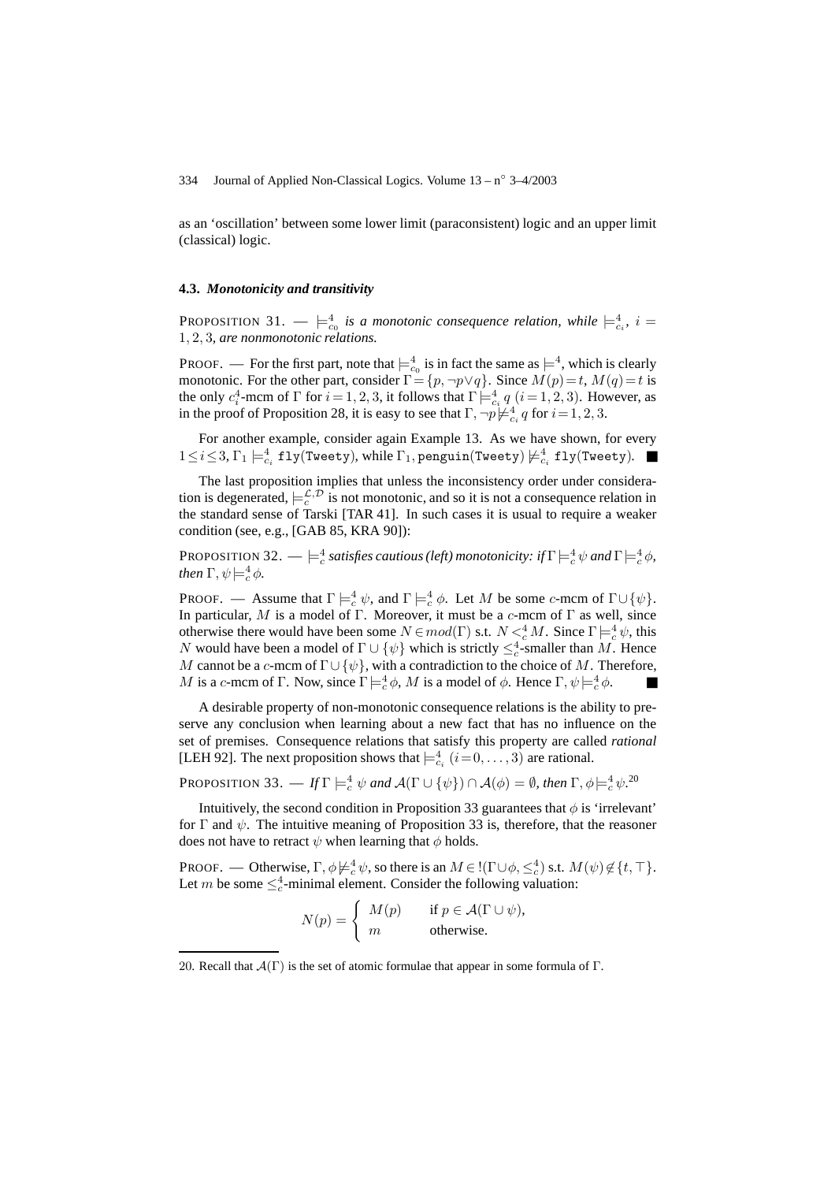as an 'oscillation' between some lower limit (paraconsistent) logic and an upper limit (classical) logic.

### 4.3. *Monotonicity and transitivity*

PROPOSITION 31. — $\models^4_{c_0}$ *is a monotonic consequence relation, while* $\models^4_{c_i}$*,* $i = 1, 2, 3$*, are nonmonotonic relations.*

PROOF. — For the first part, note that $\models^4_{c_0}$ is in fact the same as $\models^4$, which is clearly monotonic. For the other part, consider $\Gamma = \{p, \neg p \vee q\}$. Since $M(p) = t$, $M(q) = t$ is the only $c^4_i$-mcm of $\Gamma$ for $i = 1, 2, 3$, it follows that $\Gamma \models^4_{c_i} q$ $(i = 1, 2, 3)$. However, as in the proof of Proposition 28, it is easy to see that $\Gamma, \neg p \not\models^4_{c_i} q$ for $i = 1, 2, 3$.

For another example, consider again Example 13. As we have shown, for every $1 \leq i \leq 3$, $\Gamma_1 \models^4_{c_i} \texttt{fly(Tweety)}$, while $\Gamma_1, \texttt{penguin(Tweety)} \not\models^4_{c_i} \texttt{fly(Tweety)}$. ■

The last proposition implies that unless the inconsistency order under consideration is degenerated, $\models^{\mathcal{L},\mathcal{D}}_c$ is not monotonic, and so it is not a consequence relation in the standard sense of Tarski [TAR 41]. In such cases it is usual to require a weaker condition (see, e.g., [GAB 85, KRA 90]):

PROPOSITION 32. — $\models^4_c$ *satisfies cautious (left) monotonicity: if* $\Gamma \models^4_c \psi$ *and* $\Gamma \models^4_c \phi$*, then* $\Gamma, \psi \models^4_c \phi$*.*

PROOF. — Assume that $\Gamma \models^4_c \psi$, and $\Gamma \models^4_c \phi$. Let $M$ be some $c$-mcm of $\Gamma \cup \{\psi\}$. In particular, $M$ is a model of $\Gamma$. Moreover, it must be a $c$-mcm of $\Gamma$ as well, since otherwise there would have been some $N \in mod(\Gamma)$ s.t. $N <^4_c M$. Since $\Gamma \models^4_c \psi$, this $N$ would have been a model of $\Gamma \cup \{\psi\}$ which is strictly $\leq^4_c$-smaller than $M$. Hence $M$ cannot be a $c$-mcm of $\Gamma \cup \{\psi\}$, with a contradiction to the choice of $M$. Therefore, $M$ is a $c$-mcm of $\Gamma$. Now, since $\Gamma \models^4_c \phi$, $M$ is a model of $\phi$. Hence $\Gamma, \psi \models^4_c \phi$. ■

A desirable property of non-monotonic consequence relations is the ability to preserve any conclusion when learning about a new fact that has no influence on the set of premises. Consequence relations that satisfy this property are called *rational* [LEH 92]. The next proposition shows that $\models^4_{c_i}$ $(i = 0, \ldots, 3)$ are rational.

PROPOSITION 33. — *If* $\Gamma \models^4_c \psi$ *and* $\mathcal{A}(\Gamma \cup \{\psi\}) \cap \mathcal{A}(\phi) = \emptyset$*, then* $\Gamma, \phi \models^4_c \psi$*.*[20]

Intuitively, the second condition in Proposition 33 guarantees that $\phi$ is 'irrelevant' for $\Gamma$ and $\psi$. The intuitive meaning of Proposition 33 is, therefore, that the reasoner does not have to retract $\psi$ when learning that $\phi$ holds.

PROOF. — Otherwise, $\Gamma, \phi \not\models^4_c \psi$, so there is an $M \in !(\Gamma \cup \phi, \leq^4_c)$ s.t. $M(\psi) \notin \{t, \top\}$. Let $m$ be some $\leq^4_c$-minimal element. Consider the following valuation:

$$N(p) = \begin{cases} M(p) & \text{if } p \in \mathcal{A}(\Gamma \cup \psi), \\ m & \text{otherwise.} \end{cases}$$

20. Recall that $\mathcal{A}(\Gamma)$ is the set of atomic formulae that appear in some formula of $\Gamma$.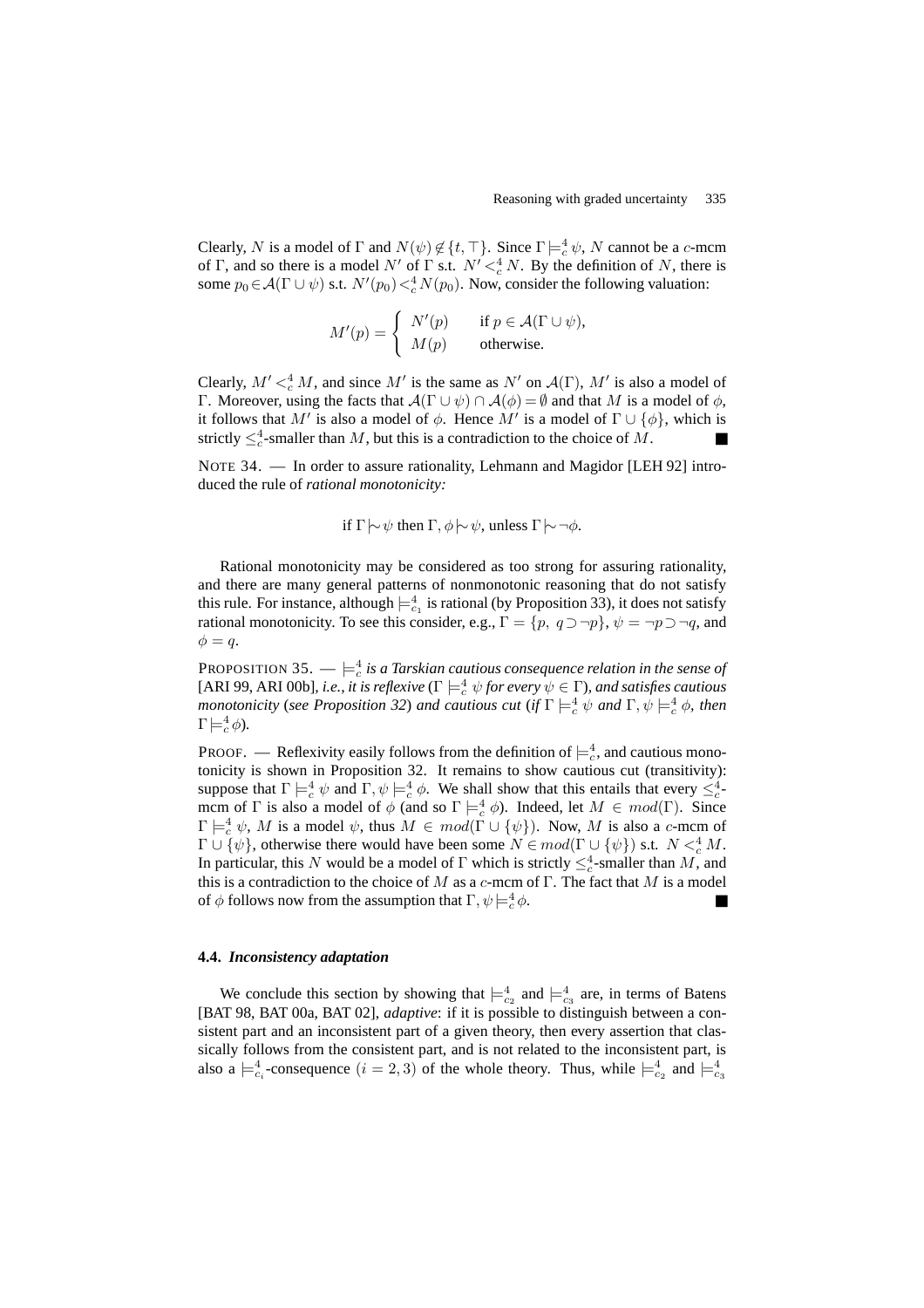Clearly, $N$ is a model of $\Gamma$ and $N(\psi) \notin \{t, \top\}$. Since $\Gamma \models^4_c \psi$, $N$ cannot be a $c$-mcm of $\Gamma$, and so there is a model $N'$ of $\Gamma$ s.t. $N' <^4_c N$. By the definition of $N$, there is some $p_0 \in \mathcal{A}(\Gamma \cup \psi)$ s.t. $N'(p_0) <^4_c N(p_0)$. Now, consider the following valuation:

$$M'(p) = \begin{cases} N'(p) & \text{if } p \in \mathcal{A}(\Gamma \cup \psi), \\ M(p) & \text{otherwise.} \end{cases}$$

Clearly, $M' <^4_c M$, and since $M'$ is the same as $N'$ on $\mathcal{A}(\Gamma)$, $M'$ is also a model of $\Gamma$. Moreover, using the facts that $\mathcal{A}(\Gamma \cup \psi) \cap \mathcal{A}(\phi) = \emptyset$ and that $M$ is a model of $\phi$, it follows that $M'$ is also a model of $\phi$. Hence $M'$ is a model of $\Gamma \cup \{\phi\}$, which is strictly $\leq^4_c$-smaller than $M$, but this is a contradiction to the choice of $M$. ■

NOTE 34. — In order to assure rationality, Lehmann and Magidor [LEH 92] introduced the rule of *rational monotonicity:*

$$\text{if } \Gamma \mid\!\sim \psi \text{ then } \Gamma, \phi \mid\!\sim \psi, \text{ unless } \Gamma \mid\!\sim \neg\phi.$$

Rational monotonicity may be considered as too strong for assuring rationality, and there are many general patterns of nonmonotonic reasoning that do not satisfy this rule. For instance, although $\models^4_{c_1}$ is rational (by Proposition 33), it does not satisfy rational monotonicity. To see this consider, e.g., $\Gamma = \{p,\ q \supset \neg p\}$, $\psi = \neg p \supset \neg q$, and $\phi = q$.

PROPOSITION 35. — *$\models^4_c$ is a Tarskian cautious consequence relation in the sense of* [ARI 99, ARI 00b]*, i.e., it is reflexive* ($\Gamma \models^4_c \psi$ *for every* $\psi \in \Gamma$)*, and satisfies cautious monotonicity* (*see Proposition 32*) *and cautious cut* (*if* $\Gamma \models^4_c \psi$ *and* $\Gamma, \psi \models^4_c \phi$*, then* $\Gamma \models^4_c \phi$).

PROOF. — Reflexivity easily follows from the definition of $\models^4_c$, and cautious monotonicity is shown in Proposition 32. It remains to show cautious cut (transitivity): suppose that $\Gamma \models^4_c \psi$ and $\Gamma, \psi \models^4_c \phi$. We shall show that this entails that every $\leq^4_c$-mcm of $\Gamma$ is also a model of $\phi$ (and so $\Gamma \models^4_c \phi$). Indeed, let $M \in mod(\Gamma)$. Since $\Gamma \models^4_c \psi$, $M$ is a model $\psi$, thus $M \in mod(\Gamma \cup \{\psi\})$. Now, $M$ is also a $c$-mcm of $\Gamma \cup \{\psi\}$, otherwise there would have been some $N \in mod(\Gamma \cup \{\psi\})$ s.t. $N <^4_c M$. In particular, this $N$ would be a model of $\Gamma$ which is strictly $\leq^4_c$-smaller than $M$, and this is a contradiction to the choice of $M$ as a $c$-mcm of $\Gamma$. The fact that $M$ is a model of $\phi$ follows now from the assumption that $\Gamma, \psi \models^4_c \phi$. ■

### 4.4. *Inconsistency adaptation*

We conclude this section by showing that $\models^4_{c_2}$ and $\models^4_{c_3}$ are, in terms of Batens [BAT 98, BAT 00a, BAT 02], *adaptive*: if it is possible to distinguish between a consistent part and an inconsistent part of a given theory, then every assertion that classically follows from the consistent part, and is not related to the inconsistent part, is also a $\models^4_{c_i}$-consequence $(i = 2, 3)$ of the whole theory. Thus, while $\models^4_{c_2}$ and $\models^4_{c_3}$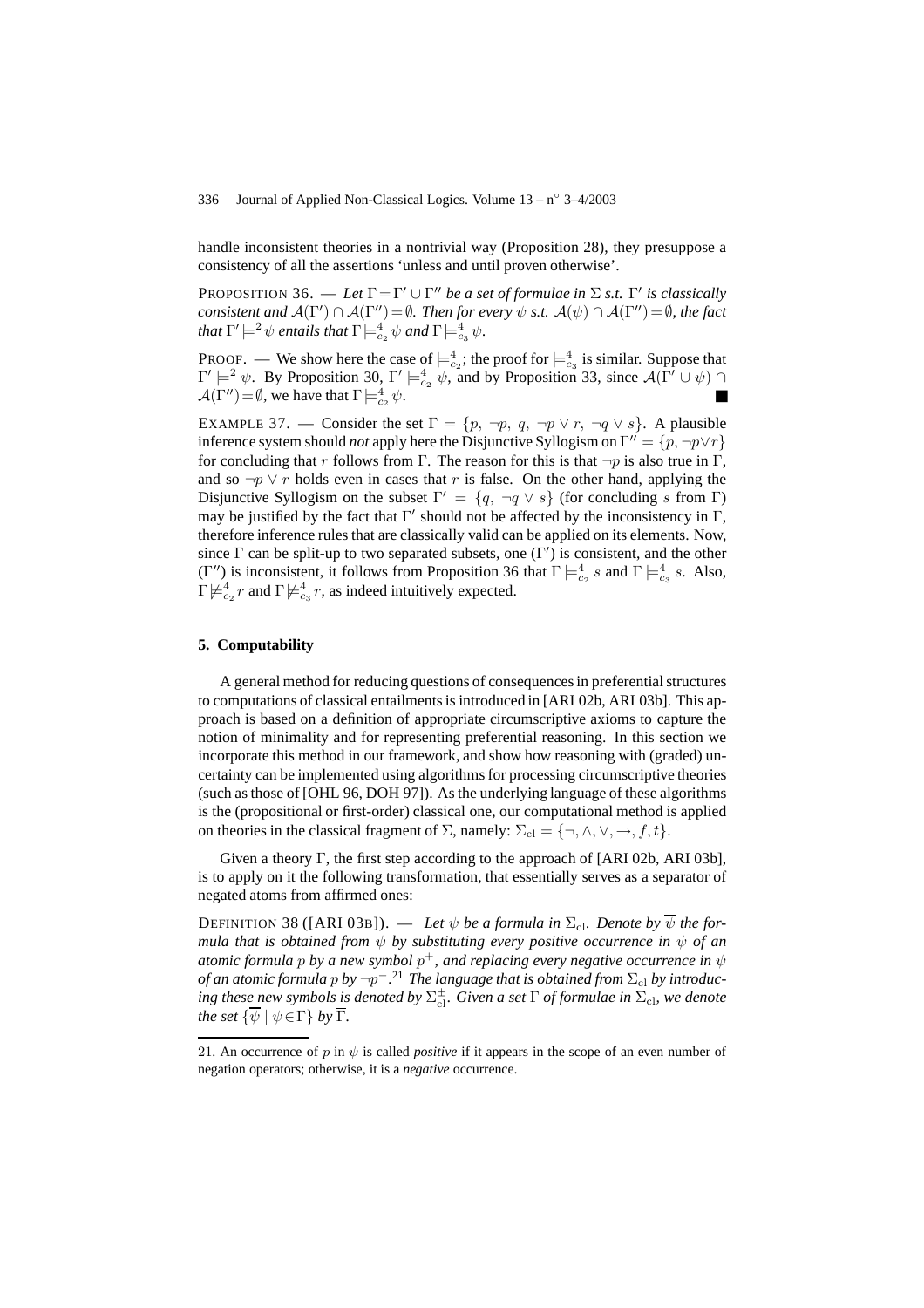handle inconsistent theories in a nontrivial way (Proposition 28), they presuppose a consistency of all the assertions 'unless and until proven otherwise'.

PROPOSITION 36. — *Let $\Gamma = \Gamma' \cup \Gamma''$ be a set of formulae in $\Sigma$ s.t. $\Gamma'$ is classically consistent and $\mathcal{A}(\Gamma') \cap \mathcal{A}(\Gamma'') = \emptyset$. Then for every $\psi$ s.t. $\mathcal{A}(\psi) \cap \mathcal{A}(\Gamma'') = \emptyset$, the fact that $\Gamma' \models^2 \psi$ entails that $\Gamma \models^4_{c_2} \psi$ and $\Gamma \models^4_{c_3} \psi$.*

PROOF. — We show here the case of $\models^4_{c_2}$; the proof for $\models^4_{c_3}$ is similar. Suppose that $\Gamma' \models^2 \psi$. By Proposition 30, $\Gamma' \models^4_{c_2} \psi$, and by Proposition 33, since $\mathcal{A}(\Gamma' \cup \psi) \cap \mathcal{A}(\Gamma'') = \emptyset$, we have that $\Gamma \models^4_{c_2} \psi$. ■

EXAMPLE 37. — Consider the set $\Gamma = \{p,\ \neg p,\ q,\ \neg p \vee r,\ \neg q \vee s\}$. A plausible inference system should *not* apply here the Disjunctive Syllogism on $\Gamma'' = \{p, \neg p \vee r\}$ for concluding that $r$ follows from $\Gamma$. The reason for this is that $\neg p$ is also true in $\Gamma$, and so $\neg p \vee r$ holds even in cases that $r$ is false. On the other hand, applying the Disjunctive Syllogism on the subset $\Gamma' = \{q,\ \neg q \vee s\}$ (for concluding $s$ from $\Gamma$) may be justified by the fact that $\Gamma'$ should not be affected by the inconsistency in $\Gamma$, therefore inference rules that are classically valid can be applied on its elements. Now, since $\Gamma$ can be split-up to two separated subsets, one ($\Gamma'$) is consistent, and the other ($\Gamma''$) is inconsistent, it follows from Proposition 36 that $\Gamma \models^4_{c_2} s$ and $\Gamma \models^4_{c_3} s$. Also, $\Gamma \not\models^4_{c_2} r$ and $\Gamma \not\models^4_{c_3} r$, as indeed intuitively expected.

## 5. Computability

A general method for reducing questions of consequences in preferential structures to computations of classical entailments is introduced in [ARI 02b, ARI 03b]. This approach is based on a definition of appropriate circumscriptive axioms to capture the notion of minimality and for representing preferential reasoning. In this section we incorporate this method in our framework, and show how reasoning with (graded) uncertainty can be implemented using algorithms for processing circumscriptive theories (such as those of [OHL 96, DOH 97]). As the underlying language of these algorithms is the (propositional or first-order) classical one, our computational method is applied on theories in the classical fragment of $\Sigma$, namely: $\Sigma_{\rm cl} = \{\neg, \wedge, \vee, \rightarrow, f, t\}$.

Given a theory $\Gamma$, the first step according to the approach of [ARI 02b, ARI 03b], is to apply on it the following transformation, that essentially serves as a separator of negated atoms from affirmed ones:

DEFINITION 38 ([ARI 03B]). — *Let $\psi$ be a formula in $\Sigma_{\rm cl}$. Denote by $\overline{\psi}$ the formula that is obtained from $\psi$ by substituting every positive occurrence in $\psi$ of an atomic formula $p$ by a new symbol $p^+$, and replacing every negative occurrence in $\psi$ of an atomic formula $p$ by $\neg p^-$.*[21] *The language that is obtained from $\Sigma_{\rm cl}$ by introducing these new symbols is denoted by $\Sigma^{\pm}_{\rm cl}$. Given a set $\Gamma$ of formulae in $\Sigma_{\rm cl}$, we denote the set $\{\overline{\psi} \mid \psi \in \Gamma\}$ by $\overline{\Gamma}$.*

21. An occurrence of $p$ in $\psi$ is called *positive* if it appears in the scope of an even number of negation operators; otherwise, it is a *negative* occurrence.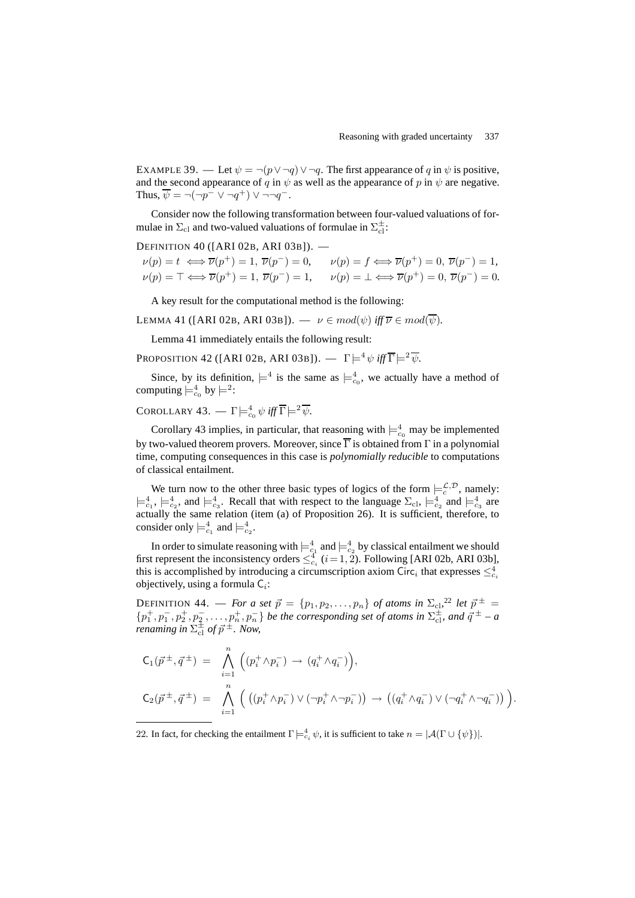EXAMPLE 39. — Let $\psi = \neg(p \vee \neg q) \vee \neg q$. The first appearance of $q$ in $\psi$ is positive, and the second appearance of $q$ in $\psi$ as well as the appearance of $p$ in $\psi$ are negative. Thus, $\overline{\psi} = \neg(\neg p^- \vee \neg q^+) \vee \neg\neg q^-$.

Consider now the following transformation between four-valued valuations of formulae in $\Sigma_{\rm cl}$ and two-valued valuations of formulae in $\Sigma_{\rm cl}^{\pm}$:

DEFINITION 40 ([ARI 02B, ARI 03B]). —

$$\nu(p) = t \iff \overline{\nu}(p^+) = 1,\ \overline{\nu}(p^-) = 0, \qquad \nu(p) = f \iff \overline{\nu}(p^+) = 0,\ \overline{\nu}(p^-) = 1,$$
$$\nu(p) = \top \iff \overline{\nu}(p^+) = 1,\ \overline{\nu}(p^-) = 1, \qquad \nu(p) = \bot \iff \overline{\nu}(p^+) = 0,\ \overline{\nu}(p^-) = 0.$$

A key result for the computational method is the following:

LEMMA 41 ([ARI 02B, ARI 03B]). — *$\nu \in mod(\psi)$ iff $\overline{\nu} \in mod(\overline{\psi})$.*

Lemma 41 immediately entails the following result:

PROPOSITION 42 ([ARI 02B, ARI 03B]). — *$\Gamma \models^4 \psi$ iff $\overline{\Gamma} \models^2 \overline{\psi}$.*

Since, by its definition, $\models^4$ is the same as $\models^4_{c_0}$, we actually have a method of computing $\models^4_{c_0}$ by $\models^2$:

COROLLARY 43. — *$\Gamma \models^4_{c_0} \psi$ iff $\overline{\Gamma} \models^2 \overline{\psi}$.*

Corollary 43 implies, in particular, that reasoning with $\models^4_{c_0}$ may be implemented by two-valued theorem provers. Moreover, since $\overline{\Gamma}$ is obtained from $\Gamma$ in a polynomial time, computing consequences in this case is *polynomially reducible* to computations of classical entailment.

We turn now to the other three basic types of logics of the form $\models_c^{\mathcal{L},\mathcal{D}}$, namely: $\models^4_{c_1}$, $\models^4_{c_2}$, and $\models^4_{c_3}$. Recall that with respect to the language $\Sigma_{\rm cl}$, $\models^4_{c_2}$ and $\models^4_{c_3}$ are actually the same relation (item (a) of Proposition 26). It is sufficient, therefore, to consider only $\models^4_{c_1}$ and $\models^4_{c_2}$.

In order to simulate reasoning with $\models^4_{c_1}$ and $\models^4_{c_2}$ by classical entailment we should first represent the inconsistency orders $\leq^4_{c_i}$ $(i = 1, 2)$. Following [ARI 02b, ARI 03b], this is accomplished by introducing a circumscription axiom $\mathsf{Circ}_i$ that expresses $\leq^4_{c_i}$ objectively, using a formula $\mathsf{C}_i$:

DEFINITION 44. — *For a set $\vec{p} = \{p_1, p_2, \ldots, p_n\}$ of atoms in $\Sigma_{\rm cl}$,*[22] *let $\vec{p}^{\,\pm} = \{p_1^+, p_1^-, p_2^+, p_2^-, \ldots, p_n^+, p_n^-\}$ be the corresponding set of atoms in $\Sigma_{\rm cl}^{\pm}$, and $\vec{q}^{\,\pm}$ – a renaming in $\Sigma_{\rm cl}^{\pm}$ of $\vec{p}^{\,\pm}$. Now,*

$$\mathsf{C}_1(\vec{p}^{\,\pm}, \vec{q}^{\,\pm}) \;=\; \bigwedge_{i=1}^{n} \Big( (p_i^+ \wedge p_i^-) \;\to\; (q_i^+ \wedge q_i^-) \Big),$$

$$\mathsf{C}_2(\vec{p}^{\,\pm}, \vec{q}^{\,\pm}) \;=\; \bigwedge_{i=1}^{n} \Big( \big((p_i^+ \wedge p_i^-) \vee (\neg p_i^+ \wedge \neg p_i^-)\big) \;\to\; \big((q_i^+ \wedge q_i^-) \vee (\neg q_i^+ \wedge \neg q_i^-)\big) \Big).$$

---

22. In fact, for checking the entailment $\Gamma \models^4_{c_i} \psi$, it is sufficient to take $n = |\mathcal{A}(\Gamma \cup \{\psi\})|$.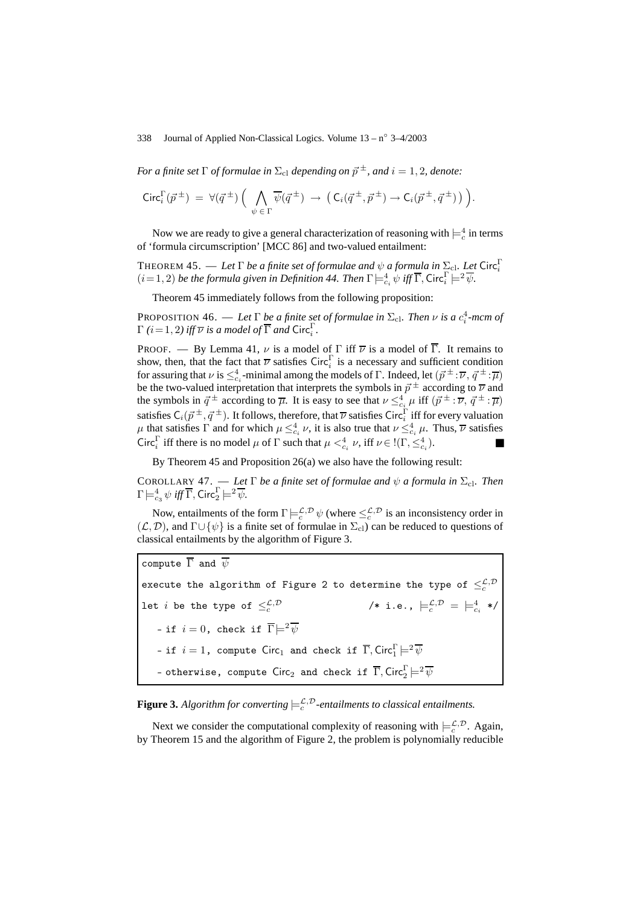*For a finite set $\Gamma$ of formulae in $\Sigma_{\rm cl}$ depending on $\vec{p}^{\,\pm}$, and $i = 1, 2$, denote:*

$$\mathsf{Circ}_i^{\Gamma}(\vec{p}^{\,\pm}) \;=\; \forall(\vec{q}^{\,\pm})\Big( \bigwedge_{\psi\,\in\,\Gamma} \overline{\psi}(\vec{q}^{\,\pm}) \;\rightarrow\; \big(\mathsf{C}_i(\vec{q}^{\,\pm},\vec{p}^{\,\pm}) \rightarrow \mathsf{C}_i(\vec{p}^{\,\pm},\vec{q}^{\,\pm})\big)\Big).$$

Now we are ready to give a general characterization of reasoning with $\models_c^4$ in terms of 'formula circumscription' [MCC 86] and two-valued entailment:

THEOREM 45. — *Let $\Gamma$ be a finite set of formulae and $\psi$ a formula in $\Sigma_{\rm cl}$. Let $\mathsf{Circ}_i^{\Gamma}$ $(i=1,2)$ be the formula given in Definition 44. Then $\Gamma \models^4_{c_i} \psi$ iff $\overline{\Gamma}, \mathsf{Circ}_i^{\Gamma} \models^2 \overline{\psi}$.*

Theorem 45 immediately follows from the following proposition:

PROPOSITION 46. — *Let $\Gamma$ be a finite set of formulae in $\Sigma_{\rm cl}$. Then $\nu$ is a $c_i^4$-mcm of $\Gamma$ $(i=1,2)$ iff $\overline{\nu}$ is a model of $\overline{\Gamma}$ and $\mathsf{Circ}_i^{\Gamma}$.*

PROOF. — By Lemma 41, $\nu$ is a model of $\Gamma$ iff $\overline{\nu}$ is a model of $\overline{\Gamma}$. It remains to show, then, that the fact that $\overline{\nu}$ satisfies $\mathsf{Circ}_i^{\Gamma}$ is a necessary and sufficient condition for assuring that $\nu$ is $\leq^4_{c_i}$-minimal among the models of $\Gamma$. Indeed, let $(\vec{p}^{\,\pm}\!:\!\overline{\nu},\, \vec{q}^{\,\pm}\!:\!\overline{\mu})$ be the two-valued interpretation that interprets the symbols in $\vec{p}^{\,\pm}$ according to $\overline{\nu}$ and the symbols in $\vec{q}^{\,\pm}$ according to $\overline{\mu}$. It is easy to see that $\nu \leq^4_{c_i} \mu$ iff $(\vec{p}^{\,\pm}\!:\!\overline{\nu},\, \vec{q}^{\,\pm}\!:\!\overline{\mu})$ satisfies $\mathsf{C}_i(\vec{p}^{\,\pm},\vec{q}^{\,\pm})$. It follows, therefore, that $\overline{\nu}$ satisfies $\mathsf{Circ}_i^{\Gamma}$ iff for every valuation $\mu$ that satisfies $\Gamma$ and for which $\mu \leq^4_{c_i} \nu$, it is also true that $\nu \leq^4_{c_i} \mu$. Thus, $\overline{\nu}$ satisfies $\mathsf{Circ}_i^{\Gamma}$ iff there is no model $\mu$ of $\Gamma$ such that $\mu <^4_{c_i} \nu$, iff $\nu \in\, !(\Gamma, \leq^4_{c_i})$. ■

By Theorem 45 and Proposition 26(a) we also have the following result:

COROLLARY 47. — *Let $\Gamma$ be a finite set of formulae and $\psi$ a formula in $\Sigma_{\rm cl}$. Then $\Gamma \models^4_{c_3} \psi$ iff $\overline{\Gamma}, \mathsf{Circ}_2^{\Gamma} \models^2 \overline{\psi}$.*

Now, entailments of the form $\Gamma \models_c^{\mathcal{L},\mathcal{D}} \psi$ (where $\leq_c^{\mathcal{L},\mathcal{D}}$ is an inconsistency order in $(\mathcal{L},\mathcal{D})$, and $\Gamma \cup \{\psi\}$ is a finite set of formulae in $\Sigma_{\rm cl}$) can be reduced to questions of classical entailments by the algorithm of Figure 3.

```
compute Γ̄ and ψ̄
execute the algorithm of Figure 2 to determine the type of ≤_c^{L,D}
let i be the type of ≤_c^{L,D}                 /* i.e., ⊨_c^{L,D} = ⊨_{c_i}^4 */
   - if i = 0, check if Γ̄ ⊨² ψ̄
   - if i = 1, compute Circ_1 and check if Γ̄, Circ_1^Γ ⊨² ψ̄
   - otherwise, compute Circ_2 and check if Γ̄, Circ_2^Γ ⊨² ψ̄
```

**Figure 3.** *Algorithm for converting $\models_c^{\mathcal{L},\mathcal{D}}$-entailments to classical entailments.*

Next we consider the computational complexity of reasoning with $\models_c^{\mathcal{L},\mathcal{D}}$. Again, by Theorem 15 and the algorithm of Figure 2, the problem is polynomially reducible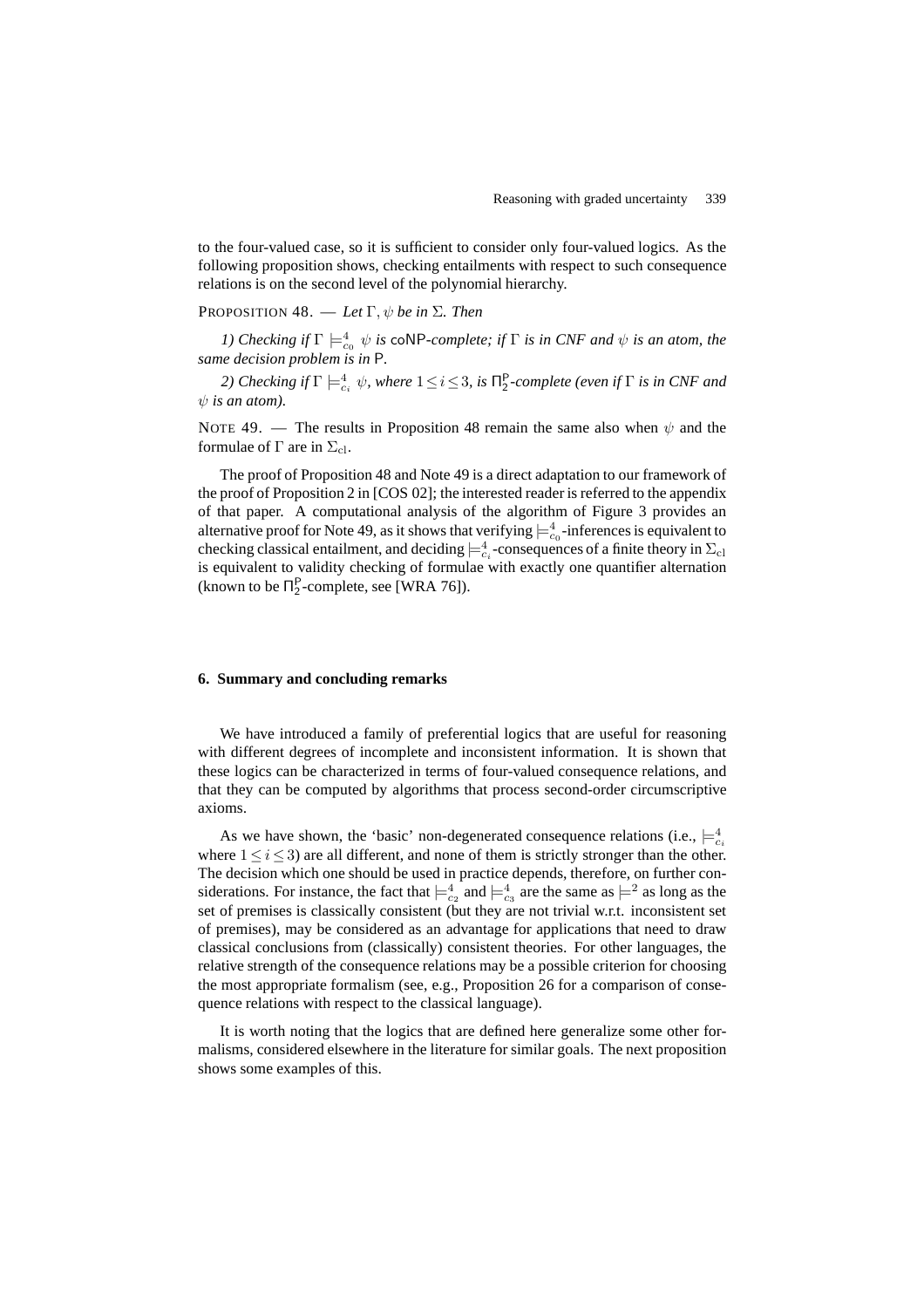to the four-valued case, so it is sufficient to consider only four-valued logics. As the following proposition shows, checking entailments with respect to such consequence relations is on the second level of the polynomial hierarchy.

PROPOSITION 48. — *Let $\Gamma, \psi$ be in $\Sigma$. Then*

*1) Checking if $\Gamma \models^4_{c_0} \psi$ is* coNP*-complete; if $\Gamma$ is in CNF and $\psi$ is an atom, the same decision problem is in* P*.*

*2) Checking if $\Gamma \models^4_{c_i} \psi$, where $1 \leq i \leq 3$, is $\Pi^{\mathsf{P}}_2$-complete (even if $\Gamma$ is in CNF and $\psi$ is an atom).*

NOTE 49. — The results in Proposition 48 remain the same also when $\psi$ and the formulae of $\Gamma$ are in $\Sigma_{\mathrm{cl}}$.

The proof of Proposition 48 and Note 49 is a direct adaptation to our framework of the proof of Proposition 2 in [COS 02]; the interested reader is referred to the appendix of that paper. A computational analysis of the algorithm of Figure 3 provides an alternative proof for Note 49, as it shows that verifying $\models^4_{c_0}$-inferences is equivalent to checking classical entailment, and deciding $\models^4_{c_i}$-consequences of a finite theory in $\Sigma_{\mathrm{cl}}$ is equivalent to validity checking of formulae with exactly one quantifier alternation (known to be $\Pi^{\mathsf{P}}_2$-complete, see [WRA 76]).

## 6. Summary and concluding remarks

We have introduced a family of preferential logics that are useful for reasoning with different degrees of incomplete and inconsistent information. It is shown that these logics can be characterized in terms of four-valued consequence relations, and that they can be computed by algorithms that process second-order circumscriptive axioms.

As we have shown, the 'basic' non-degenerated consequence relations (i.e., $\models^4_{c_i}$ where $1 \leq i \leq 3$) are all different, and none of them is strictly stronger than the other. The decision which one should be used in practice depends, therefore, on further considerations. For instance, the fact that $\models^4_{c_2}$ and $\models^4_{c_3}$ are the same as $\models^2$ as long as the set of premises is classically consistent (but they are not trivial w.r.t. inconsistent set of premises), may be considered as an advantage for applications that need to draw classical conclusions from (classically) consistent theories. For other languages, the relative strength of the consequence relations may be a possible criterion for choosing the most appropriate formalism (see, e.g., Proposition 26 for a comparison of consequence relations with respect to the classical language).

It is worth noting that the logics that are defined here generalize some other formalisms, considered elsewhere in the literature for similar goals. The next proposition shows some examples of this.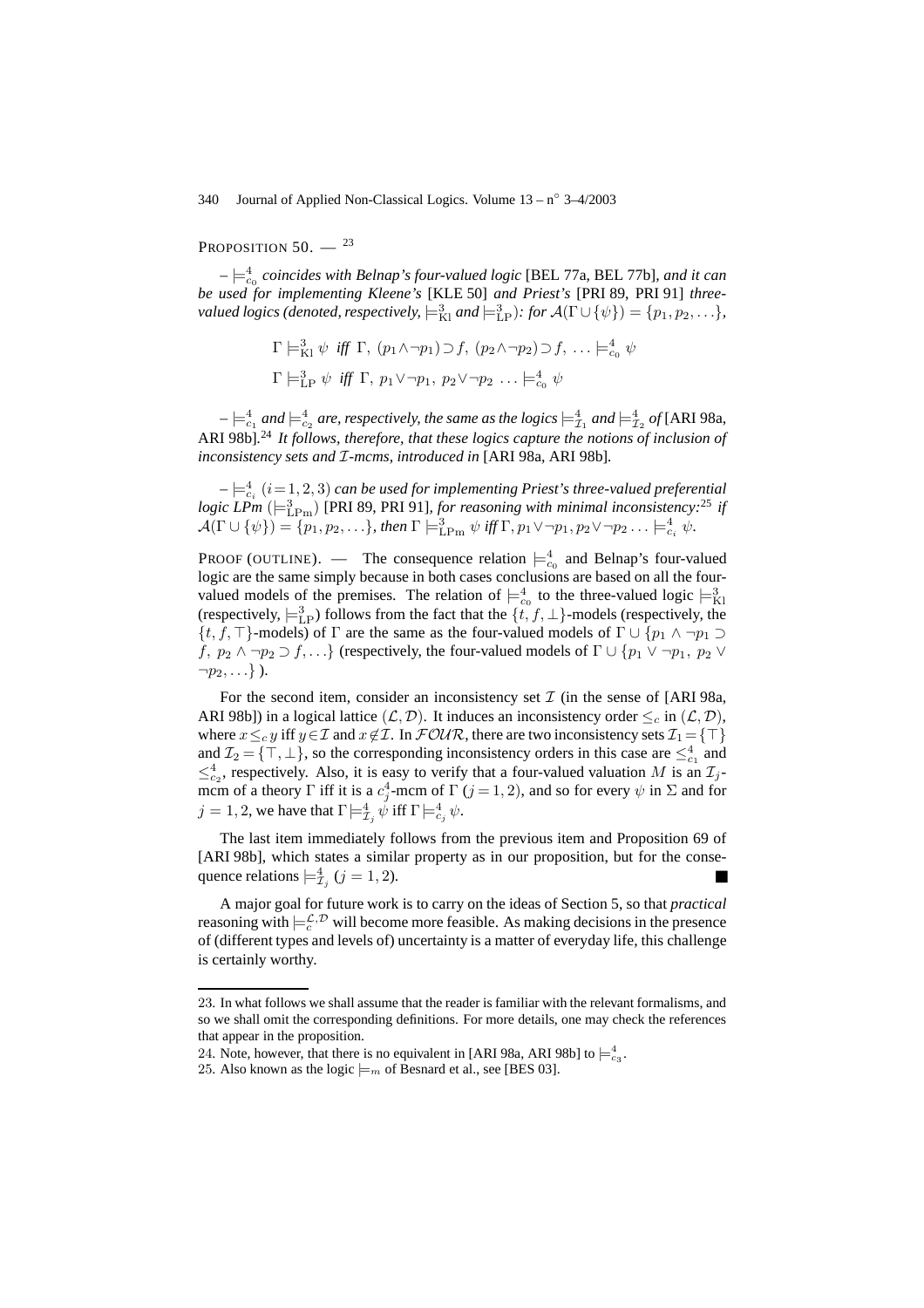PROPOSITION 50. — [23]

– $\models^4_{c_0}$ *coincides with Belnap's four-valued logic* [BEL 77a, BEL 77b], *and it can be used for implementing Kleene's* [KLE 50] *and Priest's* [PRI 89, PRI 91] *three-valued logics (denoted, respectively,* $\models^3_{\rm Kl}$ *and* $\models^3_{\rm LP}$*): for* $\mathcal{A}(\Gamma \cup \{\psi\}) = \{p_1, p_2, \ldots\}$,

$$\Gamma \models^3_{\rm Kl} \psi \;\text{ iff }\; \Gamma,\ (p_1 \wedge \neg p_1) \supset f,\ (p_2 \wedge \neg p_2) \supset f,\ \ldots \models^4_{c_0} \psi$$

$$\Gamma \models^3_{\rm LP} \psi \;\text{ iff }\; \Gamma,\ p_1 \vee \neg p_1,\ p_2 \vee \neg p_2\ \ldots \models^4_{c_0} \psi$$

– $\models^4_{c_1}$ *and* $\models^4_{c_2}$ *are, respectively, the same as the logics* $\models^4_{\mathcal{I}_1}$ *and* $\models^4_{\mathcal{I}_2}$ *of* [ARI 98a, ARI 98b].[24] *It follows, therefore, that these logics capture the notions of inclusion of inconsistency sets and* $\mathcal{I}$*-mcms, introduced in* [ARI 98a, ARI 98b].

– $\models^4_{c_i}$ $(i = 1, 2, 3)$ *can be used for implementing Priest's three-valued preferential logic LPm* $(\models^3_{\rm LPm})$ [PRI 89, PRI 91], *for reasoning with minimal inconsistency:*[25] *if* $\mathcal{A}(\Gamma \cup \{\psi\}) = \{p_1, p_2, \ldots\}$, *then* $\Gamma \models^3_{\rm LPm} \psi$ *iff* $\Gamma, p_1 \vee \neg p_1, p_2 \vee \neg p_2 \ldots \models^4_{c_i} \psi$.

PROOF (OUTLINE). — The consequence relation $\models^4_{c_0}$ and Belnap's four-valued logic are the same simply because in both cases conclusions are based on all the four-valued models of the premises. The relation of $\models^4_{c_0}$ to the three-valued logic $\models^3_{\rm Kl}$ (respectively, $\models^3_{\rm LP}$) follows from the fact that the $\{t, f, \bot\}$-models (respectively, the $\{t, f, \top\}$-models) of $\Gamma$ are the same as the four-valued models of $\Gamma \cup \{p_1 \wedge \neg p_1 \supset f,\ p_2 \wedge \neg p_2 \supset f, \ldots\}$ (respectively, the four-valued models of $\Gamma \cup \{p_1 \vee \neg p_1,\ p_2 \vee \neg p_2, \ldots\}$ ).

For the second item, consider an inconsistency set $\mathcal{I}$ (in the sense of [ARI 98a, ARI 98b]) in a logical lattice $(\mathcal{L}, \mathcal{D})$. It induces an inconsistency order $\leq_c$ in $(\mathcal{L}, \mathcal{D})$, where $x \leq_c y$ iff $y \in \mathcal{I}$ and $x \notin \mathcal{I}$. In $\mathcal{FOUR}$, there are two inconsistency sets $\mathcal{I}_1 = \{\top\}$ and $\mathcal{I}_2 = \{\top, \bot\}$, so the corresponding inconsistency orders in this case are $\leq^4_{c_1}$ and $\leq^4_{c_2}$, respectively. Also, it is easy to verify that a four-valued valuation $M$ is an $\mathcal{I}_j$-mcm of a theory $\Gamma$ iff it is a $c^4_j$-mcm of $\Gamma$ $(j = 1, 2)$, and so for every $\psi$ in $\Sigma$ and for $j = 1, 2$, we have that $\Gamma \models^4_{\mathcal{I}_j} \psi$ iff $\Gamma \models^4_{c_j} \psi$.

The last item immediately follows from the previous item and Proposition 69 of [ARI 98b], which states a similar property as in our proposition, but for the consequence relations $\models^4_{\mathcal{I}_j}$ $(j = 1, 2)$. ■

A major goal for future work is to carry on the ideas of Section 5, so that *practical* reasoning with $\models^{\mathcal{L},\mathcal{D}}_c$ will become more feasible. As making decisions in the presence of (different types and levels of) uncertainty is a matter of everyday life, this challenge is certainly worthy.

---

23. In what follows we shall assume that the reader is familiar with the relevant formalisms, and so we shall omit the corresponding definitions. For more details, one may check the references that appear in the proposition.

24. Note, however, that there is no equivalent in [ARI 98a, ARI 98b] to $\models^4_{c_3}$.

25. Also known as the logic $\models_m$ of Besnard et al., see [BES 03].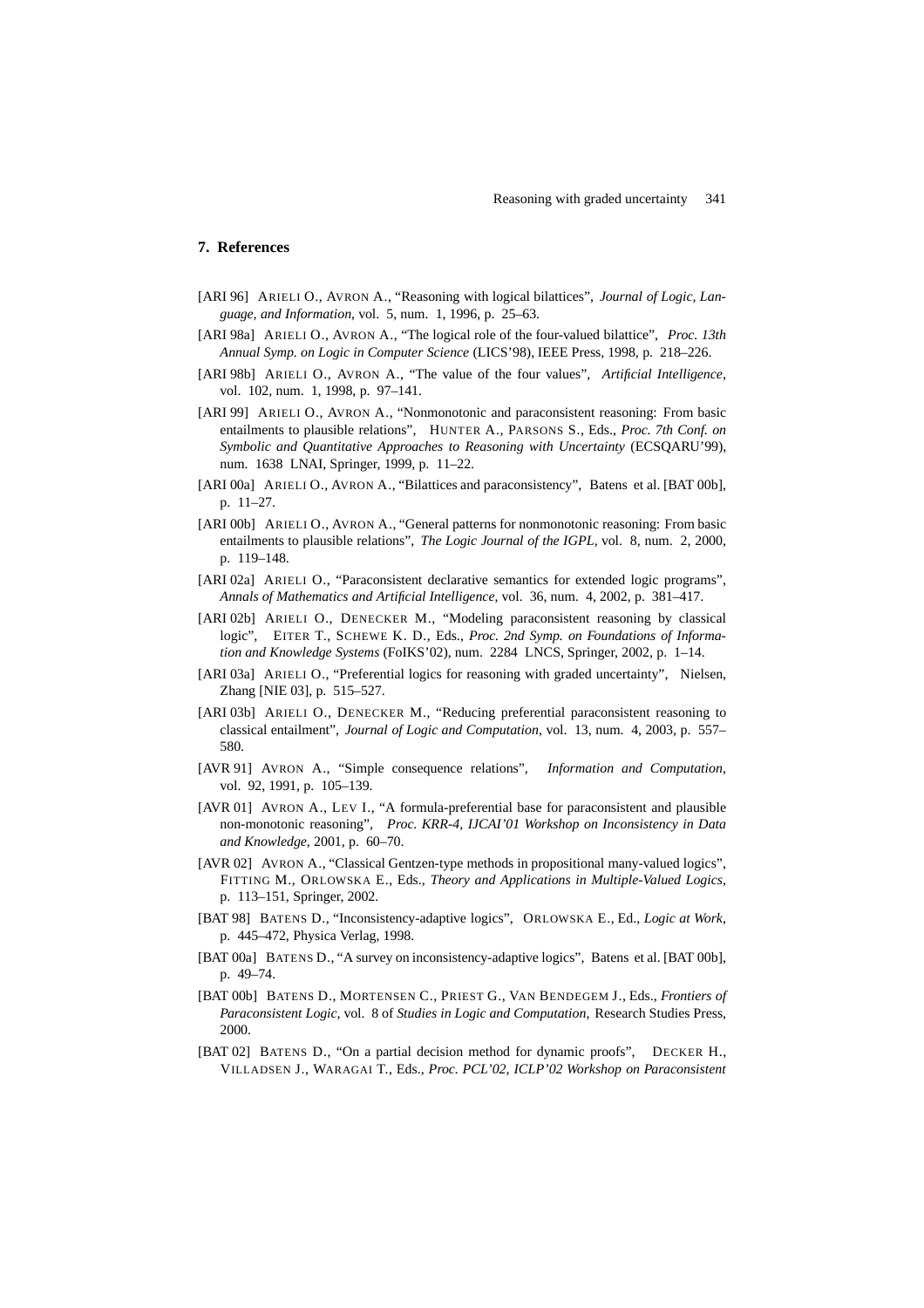## 7. References

[ARI 96] ARIELI O., AVRON A., "Reasoning with logical bilattices", *Journal of Logic, Language, and Information*, vol. 5, num. 1, 1996, p. 25–63.

[ARI 98a] ARIELI O., AVRON A., "The logical role of the four-valued bilattice", *Proc. 13th Annual Symp. on Logic in Computer Science* (LICS'98), IEEE Press, 1998, p. 218–226.

[ARI 98b] ARIELI O., AVRON A., "The value of the four values", *Artificial Intelligence*, vol. 102, num. 1, 1998, p. 97–141.

[ARI 99] ARIELI O., AVRON A., "Nonmonotonic and paraconsistent reasoning: From basic entailments to plausible relations", HUNTER A., PARSONS S., Eds., *Proc. 7th Conf. on Symbolic and Quantitative Approaches to Reasoning with Uncertainty* (ECSQARU'99), num. 1638 LNAI, Springer, 1999, p. 11–22.

[ARI 00a] ARIELI O., AVRON A., "Bilattices and paraconsistency", Batens et al. [BAT 00b], p. 11–27.

[ARI 00b] ARIELI O., AVRON A., "General patterns for nonmonotonic reasoning: From basic entailments to plausible relations", *The Logic Journal of the IGPL*, vol. 8, num. 2, 2000, p. 119–148.

[ARI 02a] ARIELI O., "Paraconsistent declarative semantics for extended logic programs", *Annals of Mathematics and Artificial Intelligence*, vol. 36, num. 4, 2002, p. 381–417.

[ARI 02b] ARIELI O., DENECKER M., "Modeling paraconsistent reasoning by classical logic", EITER T., SCHEWE K. D., Eds., *Proc. 2nd Symp. on Foundations of Information and Knowledge Systems* (FoIKS'02), num. 2284 LNCS, Springer, 2002, p. 1–14.

[ARI 03a] ARIELI O., "Preferential logics for reasoning with graded uncertainty", Nielsen, Zhang [NIE 03], p. 515–527.

[ARI 03b] ARIELI O., DENECKER M., "Reducing preferential paraconsistent reasoning to classical entailment", *Journal of Logic and Computation*, vol. 13, num. 4, 2003, p. 557–580.

[AVR 91] AVRON A., "Simple consequence relations", *Information and Computation*, vol. 92, 1991, p. 105–139.

[AVR 01] AVRON A., LEV I., "A formula-preferential base for paraconsistent and plausible non-monotonic reasoning", *Proc. KRR-4, IJCAI'01 Workshop on Inconsistency in Data and Knowledge*, 2001, p. 60–70.

[AVR 02] AVRON A., "Classical Gentzen-type methods in propositional many-valued logics", FITTING M., ORLOWSKA E., Eds., *Theory and Applications in Multiple-Valued Logics*, p. 113–151, Springer, 2002.

[BAT 98] BATENS D., "Inconsistency-adaptive logics", ORLOWSKA E., Ed., *Logic at Work*, p. 445–472, Physica Verlag, 1998.

[BAT 00a] BATENS D., "A survey on inconsistency-adaptive logics", Batens et al. [BAT 00b], p. 49–74.

[BAT 00b] BATENS D., MORTENSEN C., PRIEST G., VAN BENDEGEM J., Eds., *Frontiers of Paraconsistent Logic*, vol. 8 of *Studies in Logic and Computation*, Research Studies Press, 2000.

[BAT 02] BATENS D., "On a partial decision method for dynamic proofs", DECKER H., VILLADSEN J., WARAGAI T., Eds., *Proc. PCL'02, ICLP'02 Workshop on Paraconsistent*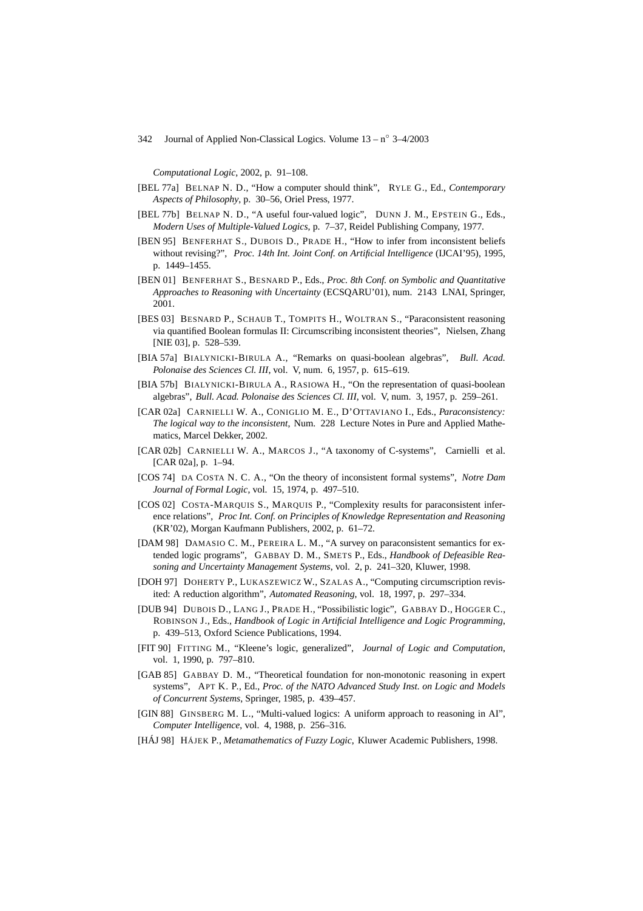*Computational Logic*, 2002, p. 91–108.

[BEL 77a] BELNAP N. D., "How a computer should think", RYLE G., Ed., *Contemporary Aspects of Philosophy*, p. 30–56, Oriel Press, 1977.

[BEL 77b] BELNAP N. D., "A useful four-valued logic", DUNN J. M., EPSTEIN G., Eds., *Modern Uses of Multiple-Valued Logics*, p. 7–37, Reidel Publishing Company, 1977.

[BEN 95] BENFERHAT S., DUBOIS D., PRADE H., "How to infer from inconsistent beliefs without revising?", *Proc. 14th Int. Joint Conf. on Artificial Intelligence* (IJCAI'95), 1995, p. 1449–1455.

[BEN 01] BENFERHAT S., BESNARD P., Eds., *Proc. 8th Conf. on Symbolic and Quantitative Approaches to Reasoning with Uncertainty* (ECSQARU'01), num. 2143 LNAI, Springer, 2001.

[BES 03] BESNARD P., SCHAUB T., TOMPITS H., WOLTRAN S., "Paraconsistent reasoning via quantified Boolean formulas II: Circumscribing inconsistent theories", Nielsen, Zhang [NIE 03], p. 528–539.

[BIA 57a] BIALYNICKI-BIRULA A., "Remarks on quasi-boolean algebras", *Bull. Acad. Polonaise des Sciences Cl. III*, vol. V, num. 6, 1957, p. 615–619.

[BIA 57b] BIALYNICKI-BIRULA A., RASIOWA H., "On the representation of quasi-boolean algebras", *Bull. Acad. Polonaise des Sciences Cl. III*, vol. V, num. 3, 1957, p. 259–261.

[CAR 02a] CARNIELLI W. A., CONIGLIO M. E., D'OTTAVIANO I., Eds., *Paraconsistency: The logical way to the inconsistent*, Num. 228 Lecture Notes in Pure and Applied Mathematics, Marcel Dekker, 2002.

[CAR 02b] CARNIELLI W. A., MARCOS J., "A taxonomy of C-systems", Carnielli et al. [CAR 02a], p. 1–94.

[COS 74] DA COSTA N. C. A., "On the theory of inconsistent formal systems", *Notre Dam Journal of Formal Logic*, vol. 15, 1974, p. 497–510.

[COS 02] COSTA-MARQUIS S., MARQUIS P., "Complexity results for paraconsistent inference relations", *Proc Int. Conf. on Principles of Knowledge Representation and Reasoning* (KR'02), Morgan Kaufmann Publishers, 2002, p. 61–72.

[DAM 98] DAMASIO C. M., PEREIRA L. M., "A survey on paraconsistent semantics for extended logic programs", GABBAY D. M., SMETS P., Eds., *Handbook of Defeasible Reasoning and Uncertainty Management Systems*, vol. 2, p. 241–320, Kluwer, 1998.

[DOH 97] DOHERTY P., LUKASZEWICZ W., SZALAS A., "Computing circumscription revisited: A reduction algorithm", *Automated Reasoning*, vol. 18, 1997, p. 297–334.

[DUB 94] DUBOIS D., LANG J., PRADE H., "Possibilistic logic", GABBAY D., HOGGER C., ROBINSON J., Eds., *Handbook of Logic in Artificial Intelligence and Logic Programming*, p. 439–513, Oxford Science Publications, 1994.

[FIT 90] FITTING M., "Kleene's logic, generalized", *Journal of Logic and Computation*, vol. 1, 1990, p. 797–810.

[GAB 85] GABBAY D. M., "Theoretical foundation for non-monotonic reasoning in expert systems", APT K. P., Ed., *Proc. of the NATO Advanced Study Inst. on Logic and Models of Concurrent Systems*, Springer, 1985, p. 439–457.

[GIN 88] GINSBERG M. L., "Multi-valued logics: A uniform approach to reasoning in AI", *Computer Intelligence*, vol. 4, 1988, p. 256–316.

[HÁJ 98] HÁJEK P., *Metamathematics of Fuzzy Logic*, Kluwer Academic Publishers, 1998.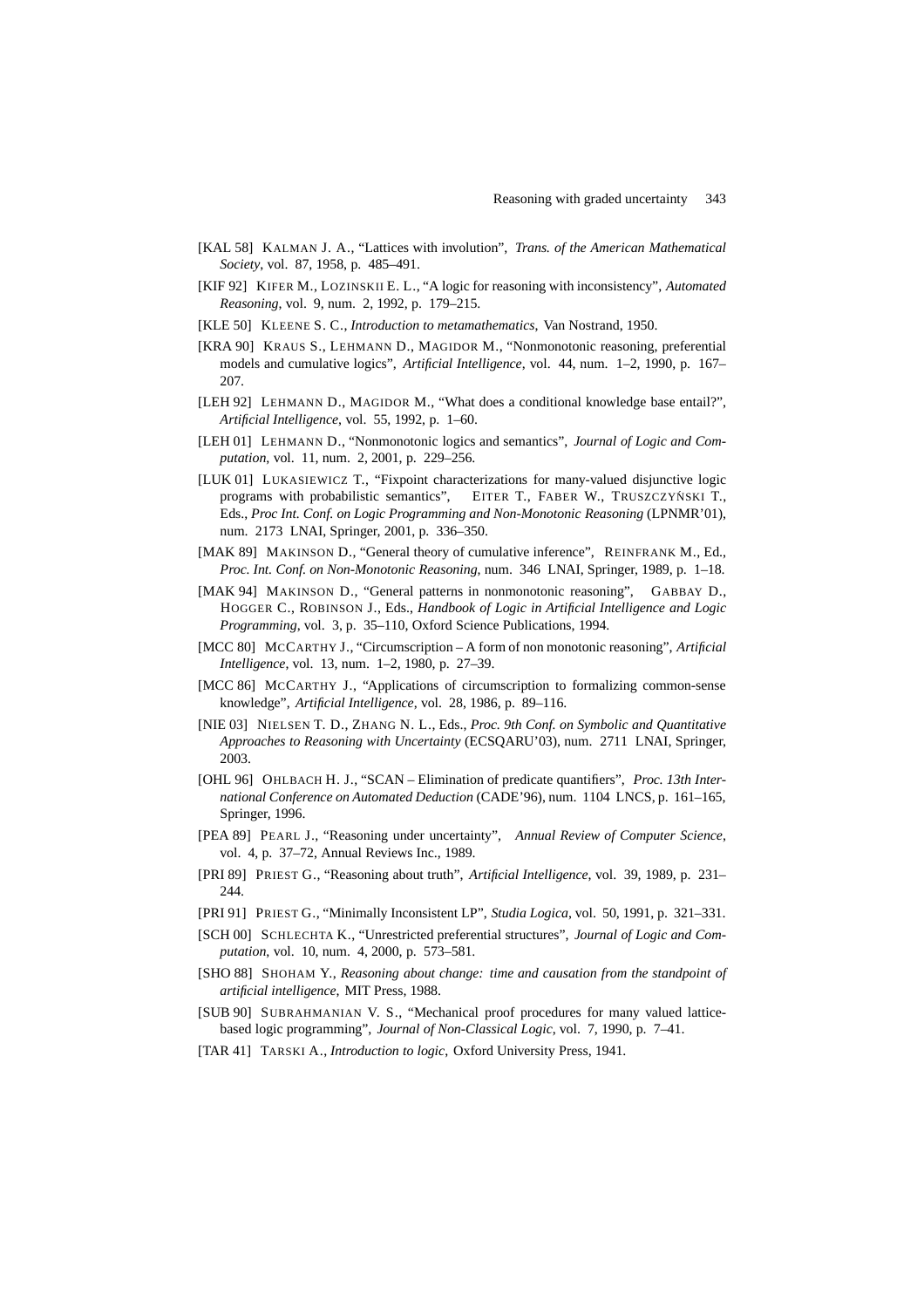[KAL 58] KALMAN J. A., "Lattices with involution", *Trans. of the American Mathematical Society*, vol. 87, 1958, p. 485–491.

[KIF 92] KIFER M., LOZINSKII E. L., "A logic for reasoning with inconsistency", *Automated Reasoning*, vol. 9, num. 2, 1992, p. 179–215.

[KLE 50] KLEENE S. C., *Introduction to metamathematics*, Van Nostrand, 1950.

[KRA 90] KRAUS S., LEHMANN D., MAGIDOR M., "Nonmonotonic reasoning, preferential models and cumulative logics", *Artificial Intelligence*, vol. 44, num. 1–2, 1990, p. 167–207.

[LEH 92] LEHMANN D., MAGIDOR M., "What does a conditional knowledge base entail?", *Artificial Intelligence*, vol. 55, 1992, p. 1–60.

[LEH 01] LEHMANN D., "Nonmonotonic logics and semantics", *Journal of Logic and Computation*, vol. 11, num. 2, 2001, p. 229–256.

[LUK 01] LUKASIEWICZ T., "Fixpoint characterizations for many-valued disjunctive logic programs with probabilistic semantics", EITER T., FABER W., TRUSZCZYŃSKI T., Eds., *Proc Int. Conf. on Logic Programming and Non-Monotonic Reasoning* (LPNMR'01), num. 2173 LNAI, Springer, 2001, p. 336–350.

[MAK 89] MAKINSON D., "General theory of cumulative inference", REINFRANK M., Ed., *Proc. Int. Conf. on Non-Monotonic Reasoning*, num. 346 LNAI, Springer, 1989, p. 1–18.

[MAK 94] MAKINSON D., "General patterns in nonmonotonic reasoning", GABBAY D., HOGGER C., ROBINSON J., Eds., *Handbook of Logic in Artificial Intelligence and Logic Programming*, vol. 3, p. 35–110, Oxford Science Publications, 1994.

[MCC 80] MCCARTHY J., "Circumscription – A form of non monotonic reasoning", *Artificial Intelligence*, vol. 13, num. 1–2, 1980, p. 27–39.

[MCC 86] MCCARTHY J., "Applications of circumscription to formalizing common-sense knowledge", *Artificial Intelligence*, vol. 28, 1986, p. 89–116.

[NIE 03] NIELSEN T. D., ZHANG N. L., Eds., *Proc. 9th Conf. on Symbolic and Quantitative Approaches to Reasoning with Uncertainty* (ECSQARU'03), num. 2711 LNAI, Springer, 2003.

[OHL 96] OHLBACH H. J., "SCAN – Elimination of predicate quantifiers", *Proc. 13th International Conference on Automated Deduction* (CADE'96), num. 1104 LNCS, p. 161–165, Springer, 1996.

[PEA 89] PEARL J., "Reasoning under uncertainty", *Annual Review of Computer Science*, vol. 4, p. 37–72, Annual Reviews Inc., 1989.

[PRI 89] PRIEST G., "Reasoning about truth", *Artificial Intelligence*, vol. 39, 1989, p. 231–244.

[PRI 91] PRIEST G., "Minimally Inconsistent LP", *Studia Logica*, vol. 50, 1991, p. 321–331.

[SCH 00] SCHLECHTA K., "Unrestricted preferential structures", *Journal of Logic and Computation*, vol. 10, num. 4, 2000, p. 573–581.

[SHO 88] SHOHAM Y., *Reasoning about change: time and causation from the standpoint of artificial intelligence*, MIT Press, 1988.

[SUB 90] SUBRAHMANIAN V. S., "Mechanical proof procedures for many valued lattice-based logic programming", *Journal of Non-Classical Logic*, vol. 7, 1990, p. 7–41.

[TAR 41] TARSKI A., *Introduction to logic*, Oxford University Press, 1941.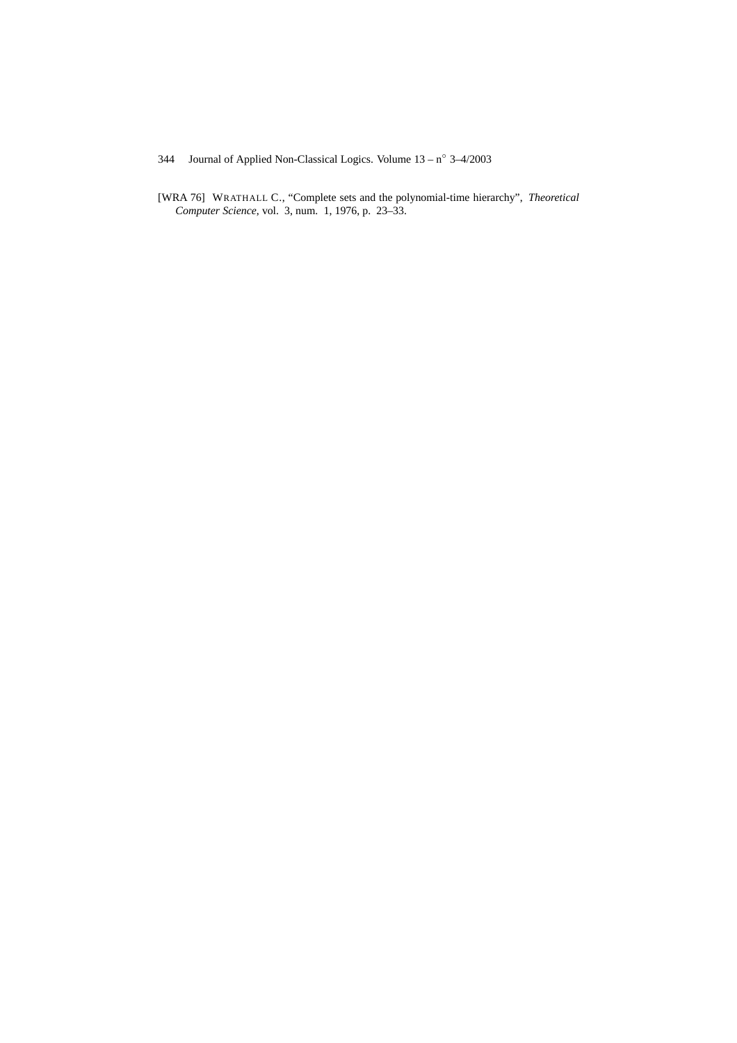[WRA 76] WRATHALL C., "Complete sets and the polynomial-time hierarchy", *Theoretical Computer Science*, vol. 3, num. 1, 1976, p. 23–33.